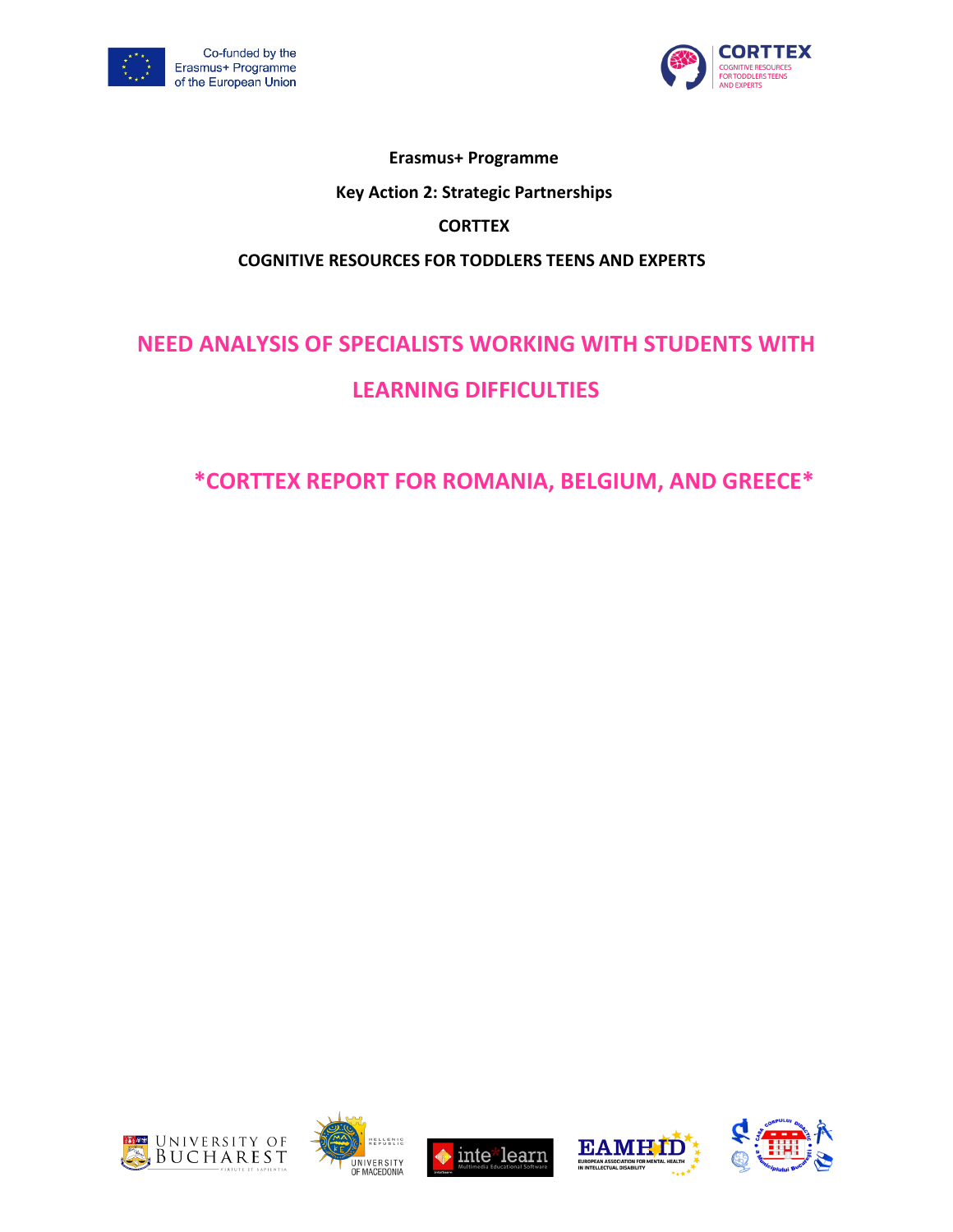Co-funded by the Erasmus+ Programme of the European Union

CORTTEX
COGNITIVE RESOURCES FOR TODDLERS TEENS AND EXPERTS

**Erasmus+ Programme**

**Key Action 2: Strategic Partnerships**

**CORTTEX**

**COGNITIVE RESOURCES FOR TODDLERS TEENS AND EXPERTS**

# NEED ANALYSIS OF SPECIALISTS WORKING WITH STUDENTS WITH LEARNING DIFFICULTIES

## *CORTTEX REPORT FOR ROMANIA, BELGIUM, AND GREECE*

UNIVERSITY OF BUCHAREST

UNIVERSITY OF MACEDONIA

inte*learn Multimedia Educational Software

EAMHID EUROPEAN ASSOCIATION FOR MENTAL HEALTH IN INTELLECTUAL DISABILITY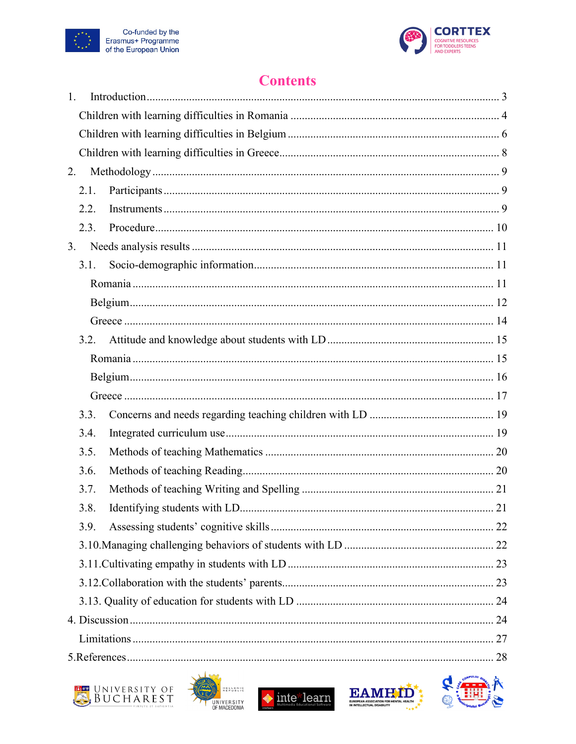# Contents

1. Introduction ..... 3
   - Children with learning difficulties in Romania ..... 4
   - Children with learning difficulties in Belgium ..... 6
   - Children with learning difficulties in Greece ..... 8
2. Methodology ..... 9
   - 2.1. Participants ..... 9
   - 2.2. Instruments ..... 9
   - 2.3. Procedure ..... 10
3. Needs analysis results ..... 11
   - 3.1. Socio-demographic information ..... 11
     - Romania ..... 11
     - Belgium ..... 12
     - Greece ..... 14
   - 3.2. Attitude and knowledge about students with LD ..... 15
     - Romania ..... 15
     - Belgium ..... 16
     - Greece ..... 17
   - 3.3. Concerns and needs regarding teaching children with LD ..... 19
   - 3.4. Integrated curriculum use ..... 19
   - 3.5. Methods of teaching Mathematics ..... 20
   - 3.6. Methods of teaching Reading ..... 20
   - 3.7. Methods of teaching Writing and Spelling ..... 21
   - 3.8. Identifying students with LD ..... 21
   - 3.9. Assessing students' cognitive skills ..... 22
   - 3.10. Managing challenging behaviors of students with LD ..... 22
   - 3.11. Cultivating empathy in students with LD ..... 23
   - 3.12. Collaboration with the students' parents ..... 23
   - 3.13. Quality of education for students with LD ..... 24
4. Discussion ..... 24
   - Limitations ..... 27
5. References ..... 28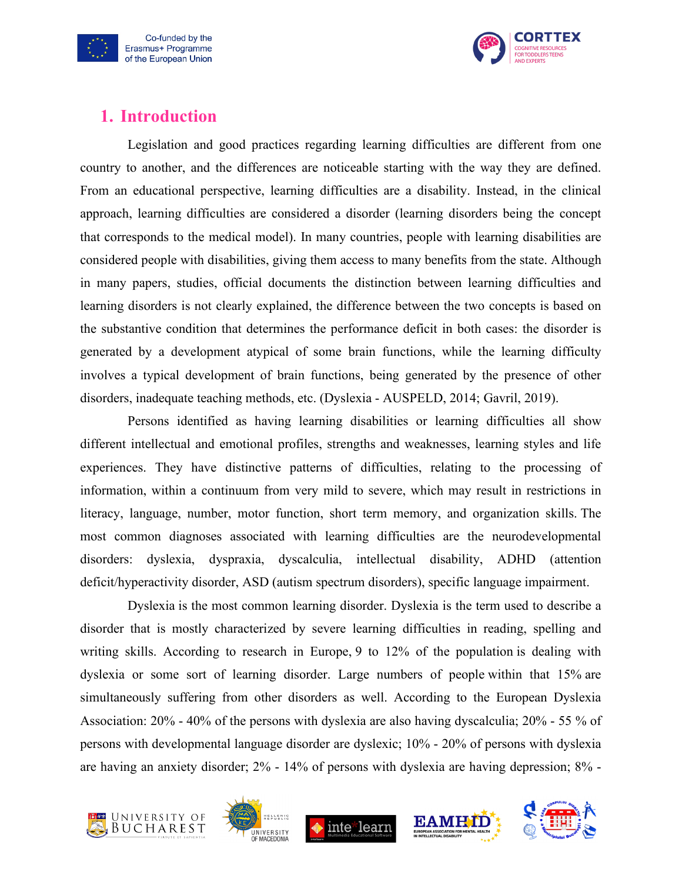# 1. Introduction

Legislation and good practices regarding learning difficulties are different from one country to another, and the differences are noticeable starting with the way they are defined. From an educational perspective, learning difficulties are a disability. Instead, in the clinical approach, learning difficulties are considered a disorder (learning disorders being the concept that corresponds to the medical model). In many countries, people with learning disabilities are considered people with disabilities, giving them access to many benefits from the state. Although in many papers, studies, official documents the distinction between learning difficulties and learning disorders is not clearly explained, the difference between the two concepts is based on the substantive condition that determines the performance deficit in both cases: the disorder is generated by a development atypical of some brain functions, while the learning difficulty involves a typical development of brain functions, being generated by the presence of other disorders, inadequate teaching methods, etc. (Dyslexia - AUSPELD, 2014; Gavril, 2019).

Persons identified as having learning disabilities or learning difficulties all show different intellectual and emotional profiles, strengths and weaknesses, learning styles and life experiences. They have distinctive patterns of difficulties, relating to the processing of information, within a continuum from very mild to severe, which may result in restrictions in literacy, language, number, motor function, short term memory, and organization skills. The most common diagnoses associated with learning difficulties are the neurodevelopmental disorders: dyslexia, dyspraxia, dyscalculia, intellectual disability, ADHD (attention deficit/hyperactivity disorder, ASD (autism spectrum disorders), specific language impairment.

Dyslexia is the most common learning disorder. Dyslexia is the term used to describe a disorder that is mostly characterized by severe learning difficulties in reading, spelling and writing skills. According to research in Europe, 9 to 12% of the population is dealing with dyslexia or some sort of learning disorder. Large numbers of people within that 15% are simultaneously suffering from other disorders as well. According to the European Dyslexia Association: 20% - 40% of the persons with dyslexia are also having dyscalculia; 20% - 55 % of persons with developmental language disorder are dyslexic; 10% - 20% of persons with dyslexia are having an anxiety disorder; 2% - 14% of persons with dyslexia are having depression; 8% -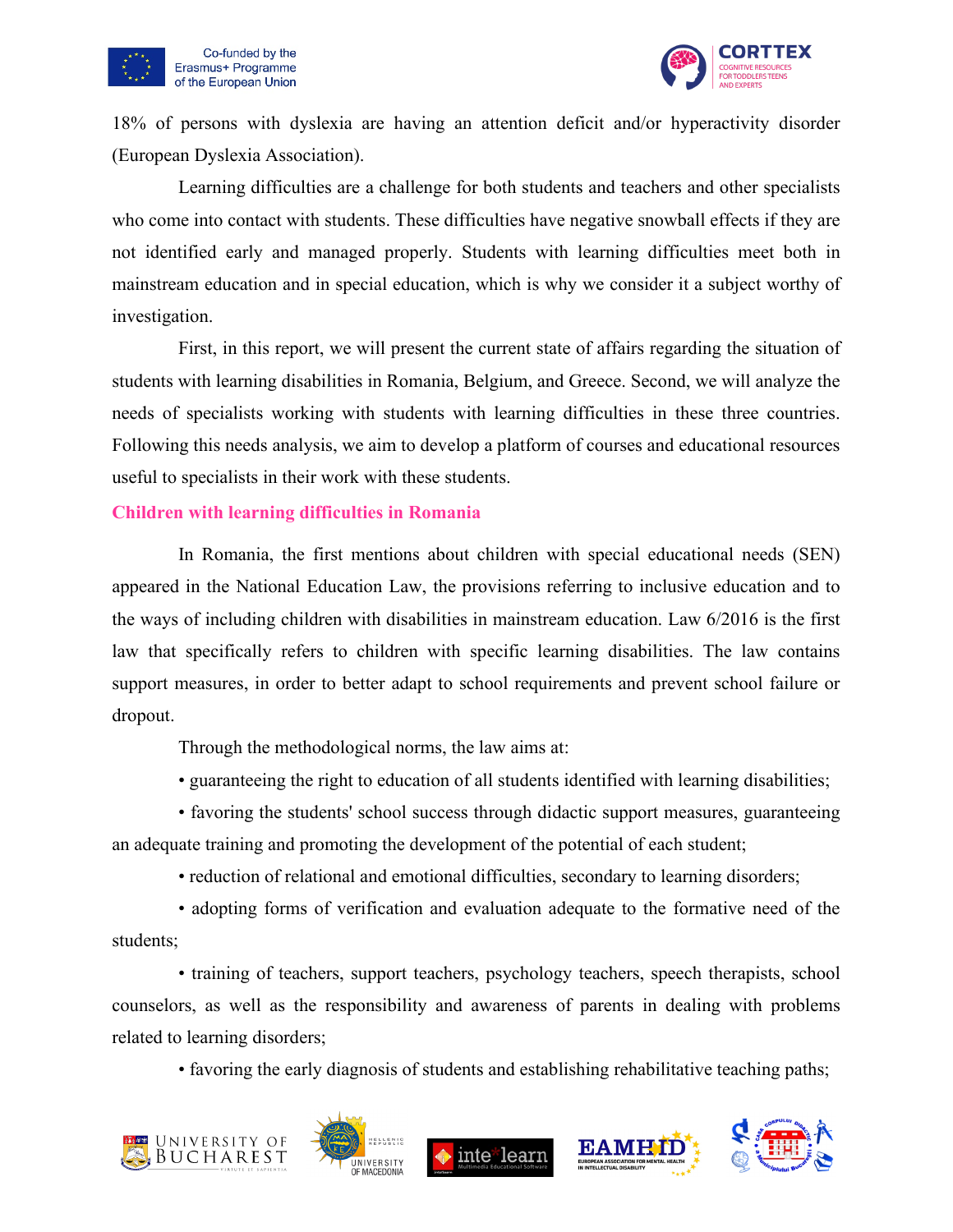18% of persons with dyslexia are having an attention deficit and/or hyperactivity disorder (European Dyslexia Association).

Learning difficulties are a challenge for both students and teachers and other specialists who come into contact with students. These difficulties have negative snowball effects if they are not identified early and managed properly. Students with learning difficulties meet both in mainstream education and in special education, which is why we consider it a subject worthy of investigation.

First, in this report, we will present the current state of affairs regarding the situation of students with learning disabilities in Romania, Belgium, and Greece. Second, we will analyze the needs of specialists working with students with learning difficulties in these three countries. Following this needs analysis, we aim to develop a platform of courses and educational resources useful to specialists in their work with these students.

## Children with learning difficulties in Romania

In Romania, the first mentions about children with special educational needs (SEN) appeared in the National Education Law, the provisions referring to inclusive education and to the ways of including children with disabilities in mainstream education. Law 6/2016 is the first law that specifically refers to children with specific learning disabilities. The law contains support measures, in order to better adapt to school requirements and prevent school failure or dropout.

Through the methodological norms, the law aims at:

• guaranteeing the right to education of all students identified with learning disabilities;

• favoring the students' school success through didactic support measures, guaranteeing an adequate training and promoting the development of the potential of each student;

• reduction of relational and emotional difficulties, secondary to learning disorders;

• adopting forms of verification and evaluation adequate to the formative need of the students;

• training of teachers, support teachers, psychology teachers, speech therapists, school counselors, as well as the responsibility and awareness of parents in dealing with problems related to learning disorders;

• favoring the early diagnosis of students and establishing rehabilitative teaching paths;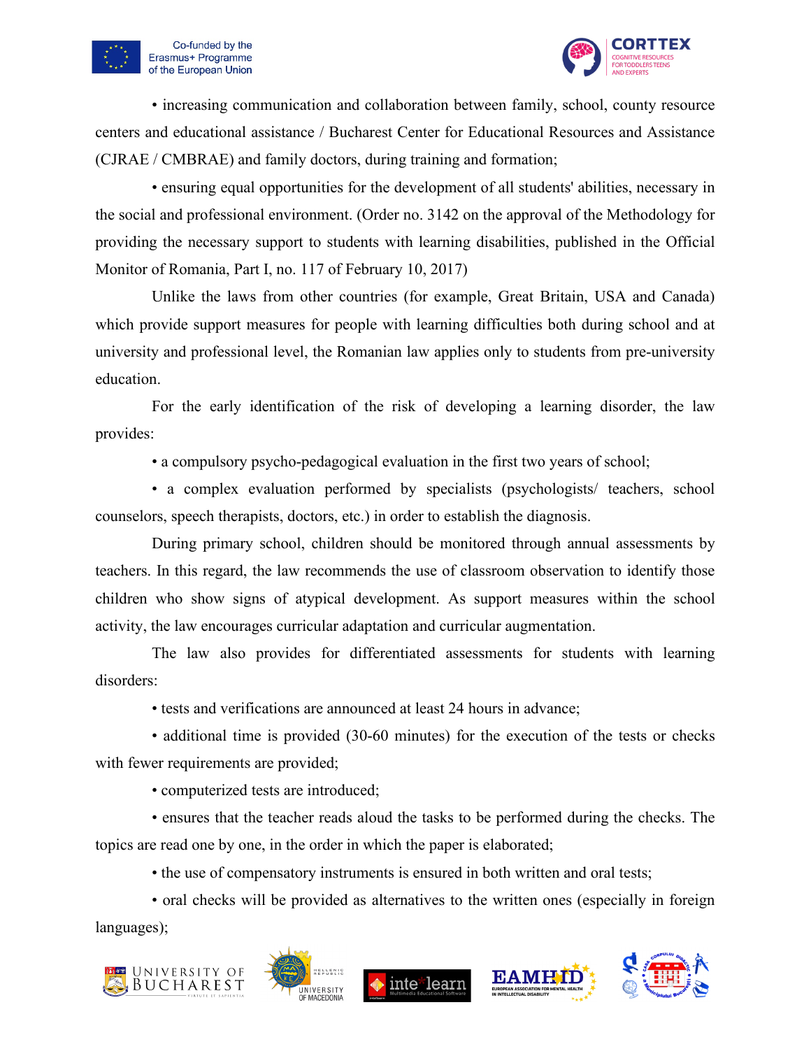• increasing communication and collaboration between family, school, county resource centers and educational assistance / Bucharest Center for Educational Resources and Assistance (CJRAE / CMBRAE) and family doctors, during training and formation;

• ensuring equal opportunities for the development of all students' abilities, necessary in the social and professional environment. (Order no. 3142 on the approval of the Methodology for providing the necessary support to students with learning disabilities, published in the Official Monitor of Romania, Part I, no. 117 of February 10, 2017)

Unlike the laws from other countries (for example, Great Britain, USA and Canada) which provide support measures for people with learning difficulties both during school and at university and professional level, the Romanian law applies only to students from pre-university education.

For the early identification of the risk of developing a learning disorder, the law provides:

• a compulsory psycho-pedagogical evaluation in the first two years of school;

• a complex evaluation performed by specialists (psychologists/ teachers, school counselors, speech therapists, doctors, etc.) in order to establish the diagnosis.

During primary school, children should be monitored through annual assessments by teachers. In this regard, the law recommends the use of classroom observation to identify those children who show signs of atypical development. As support measures within the school activity, the law encourages curricular adaptation and curricular augmentation.

The law also provides for differentiated assessments for students with learning disorders:

• tests and verifications are announced at least 24 hours in advance;

• additional time is provided (30-60 minutes) for the execution of the tests or checks with fewer requirements are provided;

• computerized tests are introduced;

• ensures that the teacher reads aloud the tasks to be performed during the checks. The topics are read one by one, in the order in which the paper is elaborated;

• the use of compensatory instruments is ensured in both written and oral tests;

• oral checks will be provided as alternatives to the written ones (especially in foreign languages);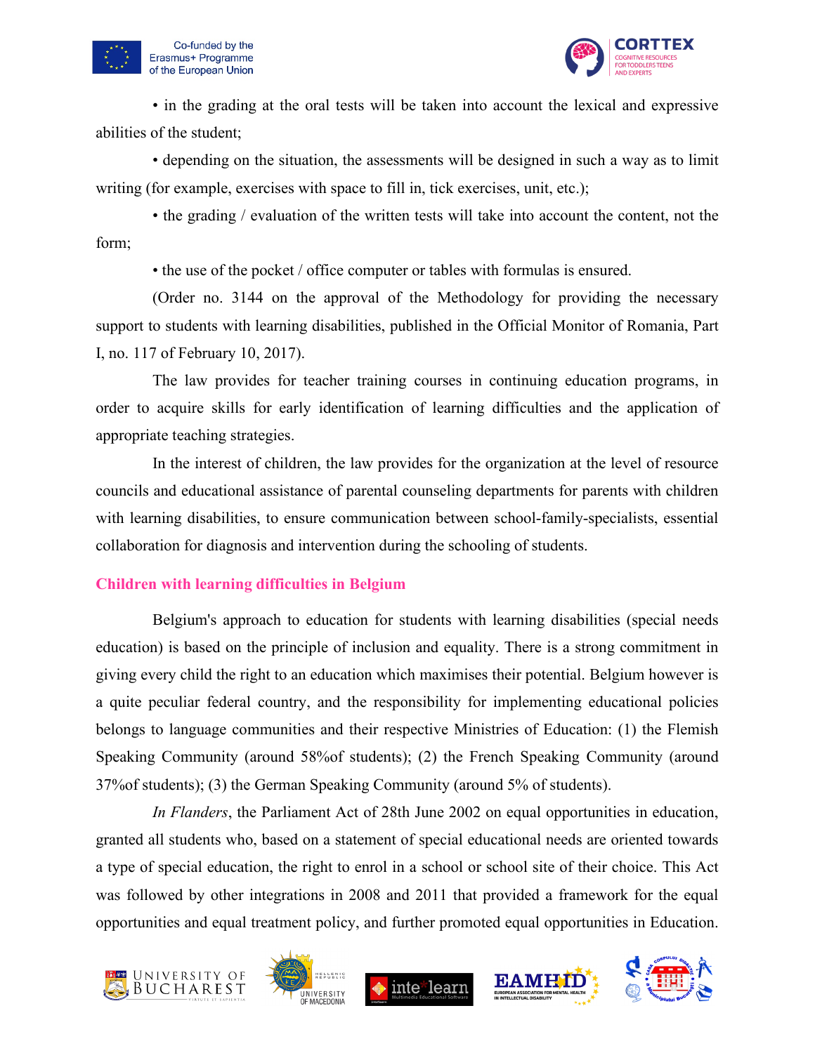• in the grading at the oral tests will be taken into account the lexical and expressive abilities of the student;

• depending on the situation, the assessments will be designed in such a way as to limit writing (for example, exercises with space to fill in, tick exercises, unit, etc.);

• the grading / evaluation of the written tests will take into account the content, not the form;

• the use of the pocket / office computer or tables with formulas is ensured.

(Order no. 3144 on the approval of the Methodology for providing the necessary support to students with learning disabilities, published in the Official Monitor of Romania, Part I, no. 117 of February 10, 2017).

The law provides for teacher training courses in continuing education programs, in order to acquire skills for early identification of learning difficulties and the application of appropriate teaching strategies.

In the interest of children, the law provides for the organization at the level of resource councils and educational assistance of parental counseling departments for parents with children with learning disabilities, to ensure communication between school-family-specialists, essential collaboration for diagnosis and intervention during the schooling of students.

## Children with learning difficulties in Belgium

Belgium's approach to education for students with learning disabilities (special needs education) is based on the principle of inclusion and equality. There is a strong commitment in giving every child the right to an education which maximises their potential. Belgium however is a quite peculiar federal country, and the responsibility for implementing educational policies belongs to language communities and their respective Ministries of Education: (1) the Flemish Speaking Community (around 58%of students); (2) the French Speaking Community (around 37%of students); (3) the German Speaking Community (around 5% of students).

*In Flanders*, the Parliament Act of 28th June 2002 on equal opportunities in education, granted all students who, based on a statement of special educational needs are oriented towards a type of special education, the right to enrol in a school or school site of their choice. This Act was followed by other integrations in 2008 and 2011 that provided a framework for the equal opportunities and equal treatment policy, and further promoted equal opportunities in Education.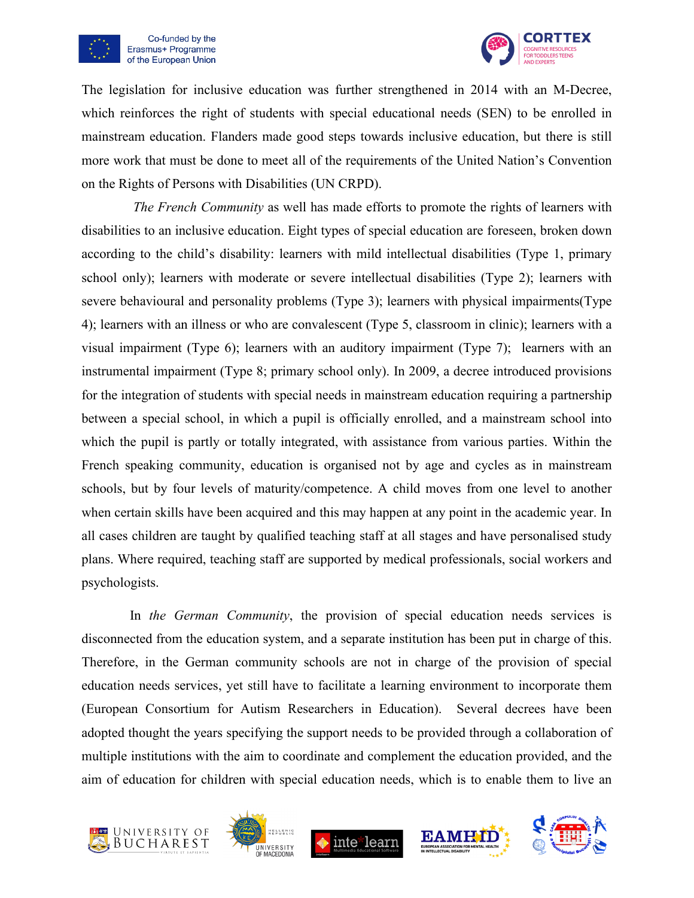The legislation for inclusive education was further strengthened in 2014 with an M-Decree, which reinforces the right of students with special educational needs (SEN) to be enrolled in mainstream education. Flanders made good steps towards inclusive education, but there is still more work that must be done to meet all of the requirements of the United Nation's Convention on the Rights of Persons with Disabilities (UN CRPD).

*The French Community* as well has made efforts to promote the rights of learners with disabilities to an inclusive education. Eight types of special education are foreseen, broken down according to the child's disability: learners with mild intellectual disabilities (Type 1, primary school only); learners with moderate or severe intellectual disabilities (Type 2); learners with severe behavioural and personality problems (Type 3); learners with physical impairments(Type 4); learners with an illness or who are convalescent (Type 5, classroom in clinic); learners with a visual impairment (Type 6); learners with an auditory impairment (Type 7); learners with an instrumental impairment (Type 8; primary school only). In 2009, a decree introduced provisions for the integration of students with special needs in mainstream education requiring a partnership between a special school, in which a pupil is officially enrolled, and a mainstream school into which the pupil is partly or totally integrated, with assistance from various parties. Within the French speaking community, education is organised not by age and cycles as in mainstream schools, but by four levels of maturity/competence. A child moves from one level to another when certain skills have been acquired and this may happen at any point in the academic year. In all cases children are taught by qualified teaching staff at all stages and have personalised study plans. Where required, teaching staff are supported by medical professionals, social workers and psychologists.

In *the German Community*, the provision of special education needs services is disconnected from the education system, and a separate institution has been put in charge of this. Therefore, in the German community schools are not in charge of the provision of special education needs services, yet still have to facilitate a learning environment to incorporate them (European Consortium for Autism Researchers in Education). Several decrees have been adopted thought the years specifying the support needs to be provided through a collaboration of multiple institutions with the aim to coordinate and complement the education provided, and the aim of education for children with special education needs, which is to enable them to live an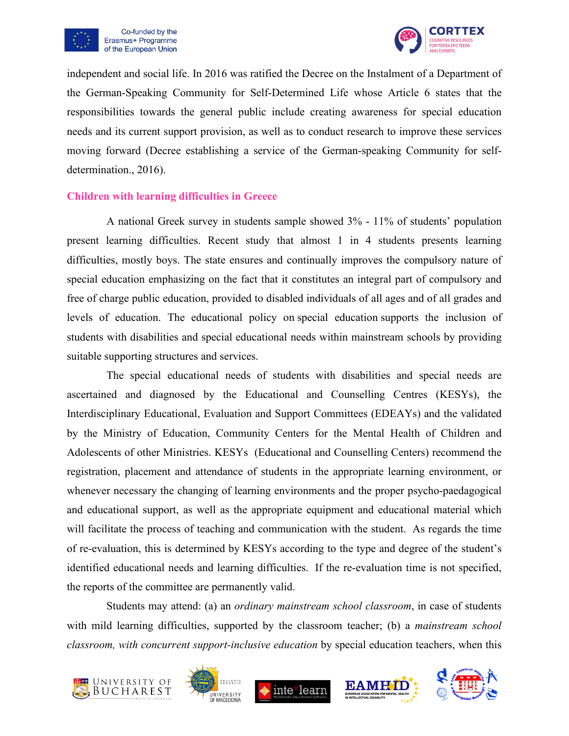independent and social life. In 2016 was ratified the Decree on the Instalment of a Department of the German-Speaking Community for Self-Determined Life whose Article 6 states that the responsibilities towards the general public include creating awareness for special education needs and its current support provision, as well as to conduct research to improve these services moving forward (Decree establishing a service of the German-speaking Community for self-determination., 2016).

## Children with learning difficulties in Greece

A national Greek survey in students sample showed 3% - 11% of students' population present learning difficulties. Recent study that almost 1 in 4 students presents learning difficulties, mostly boys. The state ensures and continually improves the compulsory nature of special education emphasizing on the fact that it constitutes an integral part of compulsory and free of charge public education, provided to disabled individuals of all ages and of all grades and levels of education. The educational policy on special education supports the inclusion of students with disabilities and special educational needs within mainstream schools by providing suitable supporting structures and services.

The special educational needs of students with disabilities and special needs are ascertained and diagnosed by the Educational and Counselling Centres (KESYs), the Interdisciplinary Educational, Evaluation and Support Committees (EDEAYs) and the validated by the Ministry of Education, Community Centers for the Mental Health of Children and Adolescents of other Ministries. KESYs (Educational and Counselling Centers) recommend the registration, placement and attendance of students in the appropriate learning environment, or whenever necessary the changing of learning environments and the proper psycho-paedagogical and educational support, as well as the appropriate equipment and educational material which will facilitate the process of teaching and communication with the student. As regards the time of re-evaluation, this is determined by KESYs according to the type and degree of the student's identified educational needs and learning difficulties. If the re-evaluation time is not specified, the reports of the committee are permanently valid.

Students may attend: (a) an *ordinary mainstream school classroom*, in case of students with mild learning difficulties, supported by the classroom teacher; (b) a *mainstream school classroom, with concurrent support-inclusive education* by special education teachers, when this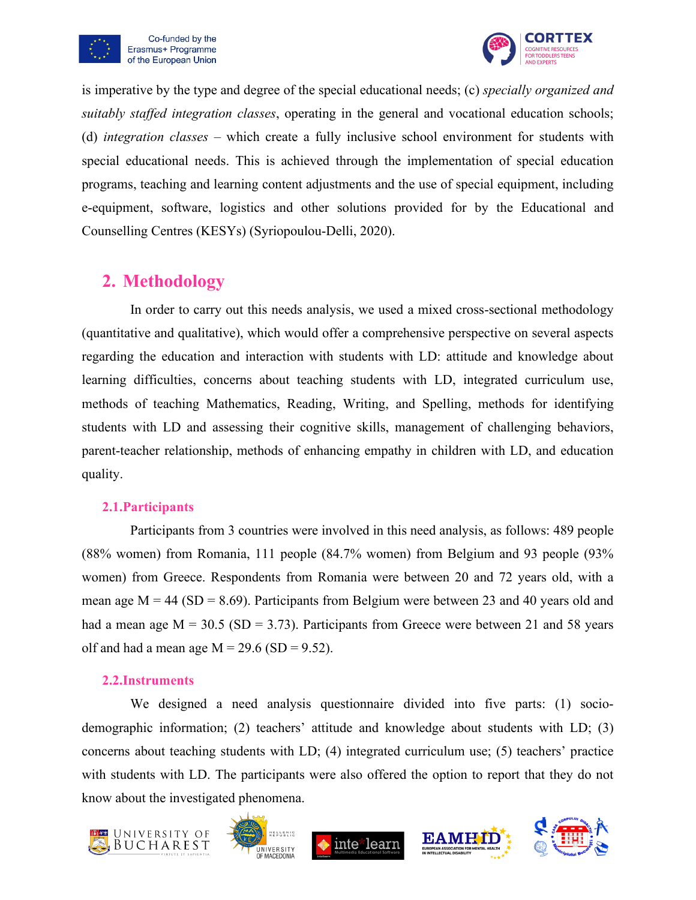is imperative by the type and degree of the special educational needs; (c) *specially organized and suitably staffed integration classes*, operating in the general and vocational education schools; (d) *integration classes* – which create a fully inclusive school environment for students with special educational needs. This is achieved through the implementation of special education programs, teaching and learning content adjustments and the use of special equipment, including e-equipment, software, logistics and other solutions provided for by the Educational and Counselling Centres (KESYs) (Syriopoulou-Delli, 2020).

## 2. Methodology

In order to carry out this needs analysis, we used a mixed cross-sectional methodology (quantitative and qualitative), which would offer a comprehensive perspective on several aspects regarding the education and interaction with students with LD: attitude and knowledge about learning difficulties, concerns about teaching students with LD, integrated curriculum use, methods of teaching Mathematics, Reading, Writing, and Spelling, methods for identifying students with LD and assessing their cognitive skills, management of challenging behaviors, parent-teacher relationship, methods of enhancing empathy in children with LD, and education quality.

### 2.1. Participants

Participants from 3 countries were involved in this need analysis, as follows: 489 people (88% women) from Romania, 111 people (84.7% women) from Belgium and 93 people (93% women) from Greece. Respondents from Romania were between 20 and 72 years old, with a mean age $M = 44$ ($SD = 8.69$). Participants from Belgium were between 23 and 40 years old and had a mean age $M = 30.5$ ($SD = 3.73$). Participants from Greece were between 21 and 58 years olf and had a mean age $M = 29.6$ ($SD = 9.52$).

### 2.2. Instruments

We designed a need analysis questionnaire divided into five parts: (1) socio-demographic information; (2) teachers' attitude and knowledge about students with LD; (3) concerns about teaching students with LD; (4) integrated curriculum use; (5) teachers' practice with students with LD. The participants were also offered the option to report that they do not know about the investigated phenomena.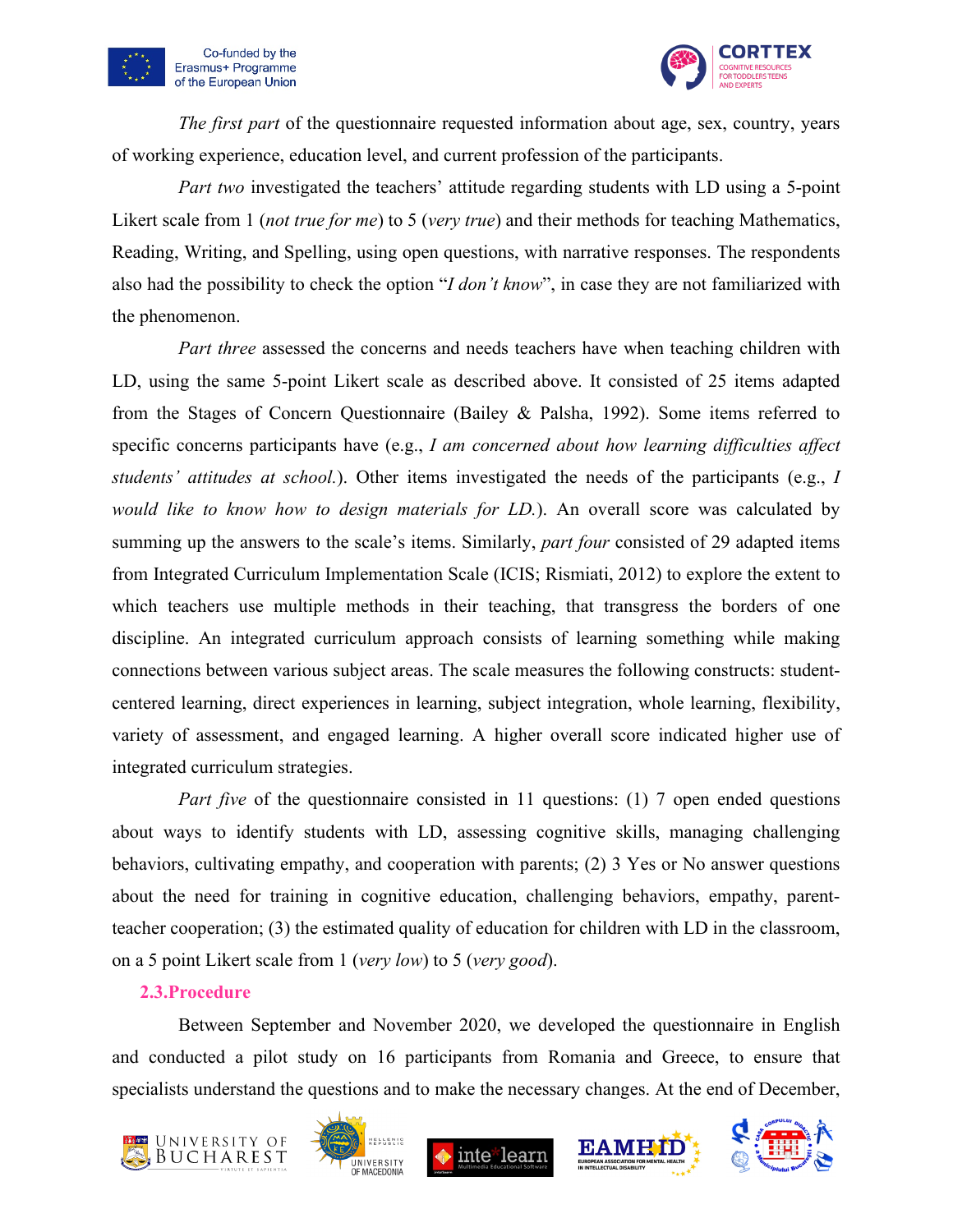*The first part* of the questionnaire requested information about age, sex, country, years of working experience, education level, and current profession of the participants.

*Part two* investigated the teachers' attitude regarding students with LD using a 5-point Likert scale from 1 (*not true for me*) to 5 (*very true*) and their methods for teaching Mathematics, Reading, Writing, and Spelling, using open questions, with narrative responses. The respondents also had the possibility to check the option "*I don't know*", in case they are not familiarized with the phenomenon.

*Part three* assessed the concerns and needs teachers have when teaching children with LD, using the same 5-point Likert scale as described above. It consisted of 25 items adapted from the Stages of Concern Questionnaire (Bailey & Palsha, 1992). Some items referred to specific concerns participants have (e.g., *I am concerned about how learning difficulties affect students' attitudes at school.*). Other items investigated the needs of the participants (e.g., *I would like to know how to design materials for LD.*). An overall score was calculated by summing up the answers to the scale's items. Similarly, *part four* consisted of 29 adapted items from Integrated Curriculum Implementation Scale (ICIS; Rismiati, 2012) to explore the extent to which teachers use multiple methods in their teaching, that transgress the borders of one discipline. An integrated curriculum approach consists of learning something while making connections between various subject areas. The scale measures the following constructs: student-centered learning, direct experiences in learning, subject integration, whole learning, flexibility, variety of assessment, and engaged learning. A higher overall score indicated higher use of integrated curriculum strategies.

*Part five* of the questionnaire consisted in 11 questions: (1) 7 open ended questions about ways to identify students with LD, assessing cognitive skills, managing challenging behaviors, cultivating empathy, and cooperation with parents; (2) 3 Yes or No answer questions about the need for training in cognitive education, challenging behaviors, empathy, parent-teacher cooperation; (3) the estimated quality of education for children with LD in the classroom, on a 5 point Likert scale from 1 (*very low*) to 5 (*very good*).

### 2.3. Procedure

Between September and November 2020, we developed the questionnaire in English and conducted a pilot study on 16 participants from Romania and Greece, to ensure that specialists understand the questions and to make the necessary changes. At the end of December,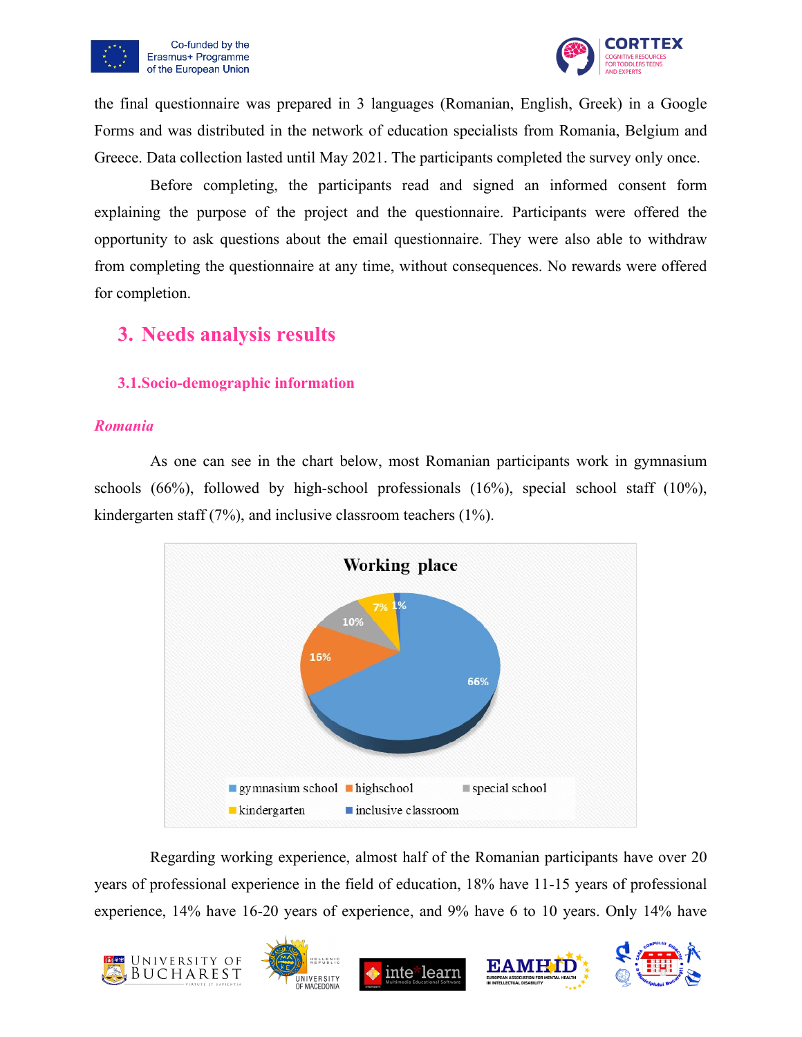the final questionnaire was prepared in 3 languages (Romanian, English, Greek) in a Google Forms and was distributed in the network of education specialists from Romania, Belgium and Greece. Data collection lasted until May 2021. The participants completed the survey only once.

Before completing, the participants read and signed an informed consent form explaining the purpose of the project and the questionnaire. Participants were offered the opportunity to ask questions about the email questionnaire. They were also able to withdraw from completing the questionnaire at any time, without consequences. No rewards were offered for completion.

# 3. Needs analysis results

## 3.1. Socio-demographic information

### *Romania*

As one can see in the chart below, most Romanian participants work in gymnasium schools (66%), followed by high-school professionals (16%), special school staff (10%), kindergarten staff (7%), and inclusive classroom teachers (1%).

**Working place**

| Working place | % |
|---|---|
| gymnasium school | 66% |
| highschool | 16% |
| special school | 10% |
| kindergarten | 7% |
| inclusive classroom | 1% |

Regarding working experience, almost half of the Romanian participants have over 20 years of professional experience in the field of education, 18% have 11-15 years of professional experience, 14% have 16-20 years of experience, and 9% have 6 to 10 years. Only 14% have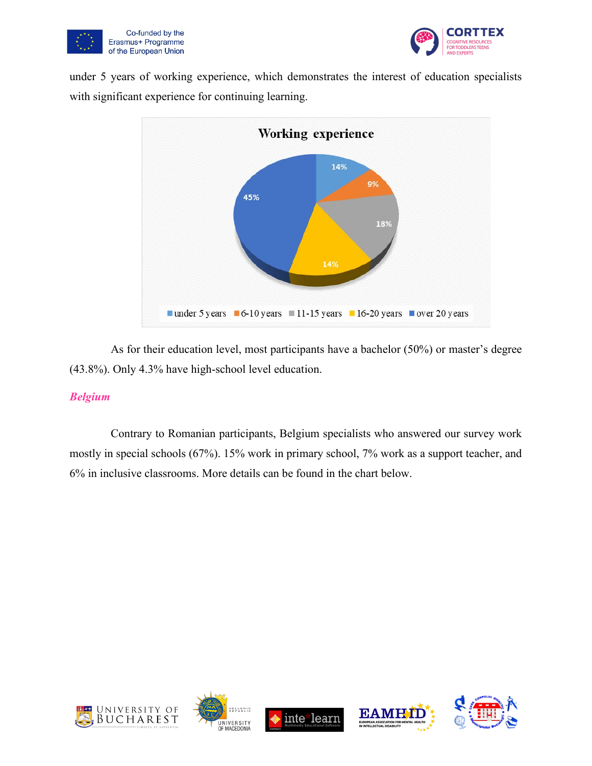under 5 years of working experience, which demonstrates the interest of education specialists with significant experience for continuing learning.

**Working experience**

| Working experience | % |
|---|---|
| under 5 years | 14% |
| 6-10 years | 9% |
| 11-15 years | 18% |
| 16-20 years | 14% |
| over 20 years | 45% |

As for their education level, most participants have a bachelor (50%) or master's degree (43.8%). Only 4.3% have high-school level education.

### *Belgium*

Contrary to Romanian participants, Belgium specialists who answered our survey work mostly in special schools (67%). 15% work in primary school, 7% work as a support teacher, and 6% in inclusive classrooms. More details can be found in the chart below.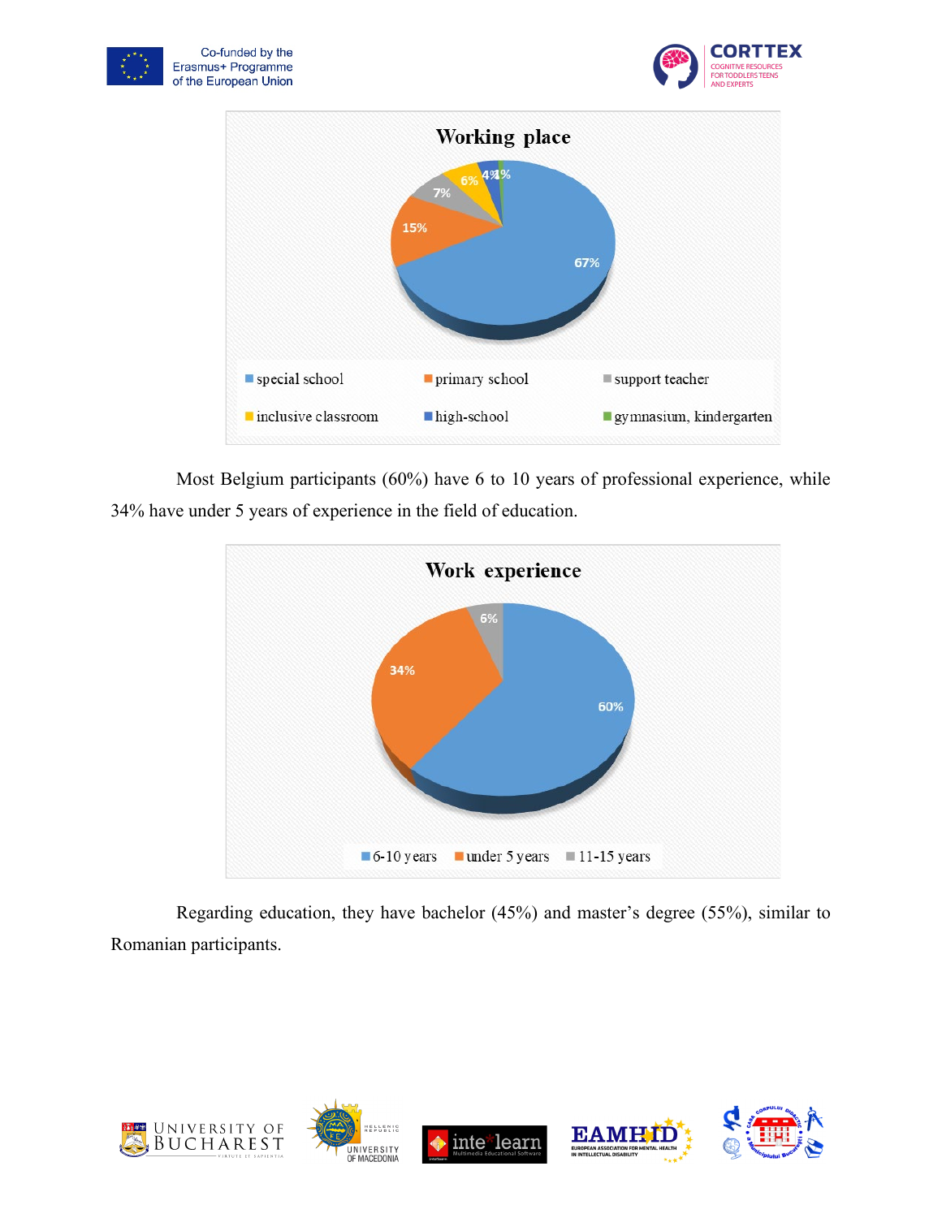**Working place**

- special school: 67%
- primary school: 15%
- support teacher: 7%
- inclusive classroom: 6%
- high-school: 4%
- gymnasium, kindergarten: 1%

Most Belgium participants (60%) have 6 to 10 years of professional experience, while 34% have under 5 years of experience in the field of education.

**Work experience**

- 6-10 years: 60%
- under 5 years: 34%
- 11-15 years: 6%

Regarding education, they have bachelor (45%) and master's degree (55%), similar to Romanian participants.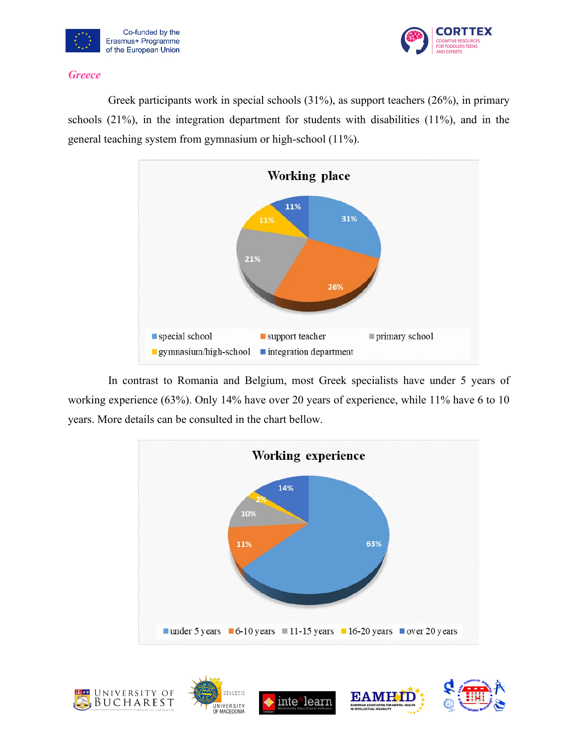*Greece*

Greek participants work in special schools (31%), as support teachers (26%), in primary schools (21%), in the integration department for students with disabilities (11%), and in the general teaching system from gymnasium or high-school (11%).

**Working place**

- special school: 31%
- support teacher: 26%
- primary school: 21%
- gymnasium/high-school: 11%
- integration department: 11%

In contrast to Romania and Belgium, most Greek specialists have under 5 years of working experience (63%). Only 14% have over 20 years of experience, while 11% have 6 to 10 years. More details can be consulted in the chart bellow.

**Working experience**

- under 5 years: 63%
- 6-10 years: 11%
- 11-15 years: 10%
- 16-20 years: 2%
- over 20 years: 14%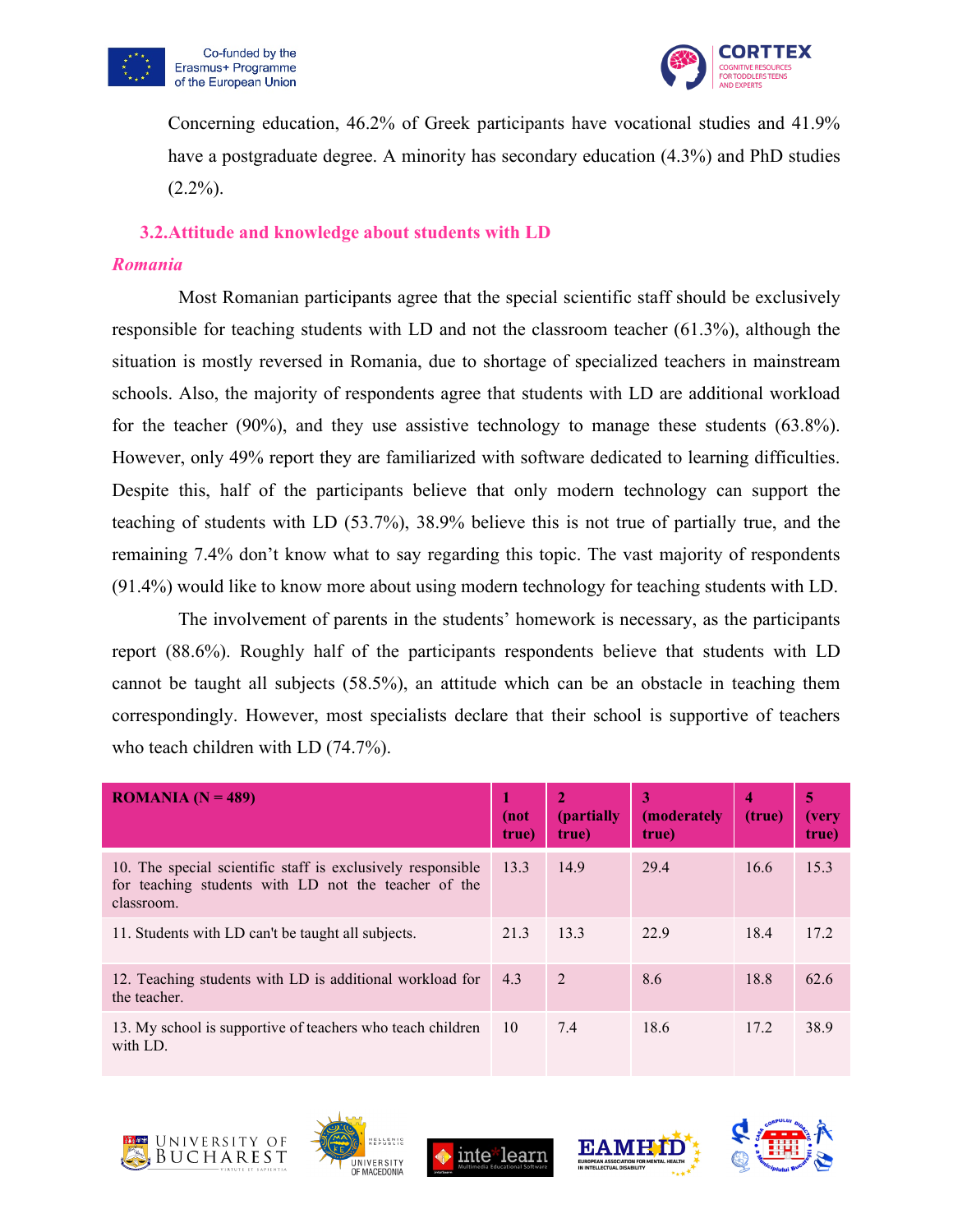Concerning education, 46.2% of Greek participants have vocational studies and 41.9% have a postgraduate degree. A minority has secondary education (4.3%) and PhD studies (2.2%).

## 3.2.Attitude and knowledge about students with LD

### *Romania*

Most Romanian participants agree that the special scientific staff should be exclusively responsible for teaching students with LD and not the classroom teacher (61.3%), although the situation is mostly reversed in Romania, due to shortage of specialized teachers in mainstream schools. Also, the majority of respondents agree that students with LD are additional workload for the teacher (90%), and they use assistive technology to manage these students (63.8%). However, only 49% report they are familiarized with software dedicated to learning difficulties. Despite this, half of the participants believe that only modern technology can support the teaching of students with LD (53.7%), 38.9% believe this is not true of partially true, and the remaining 7.4% don't know what to say regarding this topic. The vast majority of respondents (91.4%) would like to know more about using modern technology for teaching students with LD.

The involvement of parents in the students' homework is necessary, as the participants report (88.6%). Roughly half of the participants respondents believe that students with LD cannot be taught all subjects (58.5%), an attitude which can be an obstacle in teaching them correspondingly. However, most specialists declare that their school is supportive of teachers who teach children with LD (74.7%).

| ROMANIA (N = 489) | 1 (not true) | 2 (partially true) | 3 (moderately true) | 4 (true) | 5 (very true) |
|---|---|---|---|---|---|
| 10. The special scientific staff is exclusively responsible for teaching students with LD not the teacher of the classroom. | 13.3 | 14.9 | 29.4 | 16.6 | 15.3 |
| 11. Students with LD can't be taught all subjects. | 21.3 | 13.3 | 22.9 | 18.4 | 17.2 |
| 12. Teaching students with LD is additional workload for the teacher. | 4.3 | 2 | 8.6 | 18.8 | 62.6 |
| 13. My school is supportive of teachers who teach children with LD. | 10 | 7.4 | 18.6 | 17.2 | 38.9 |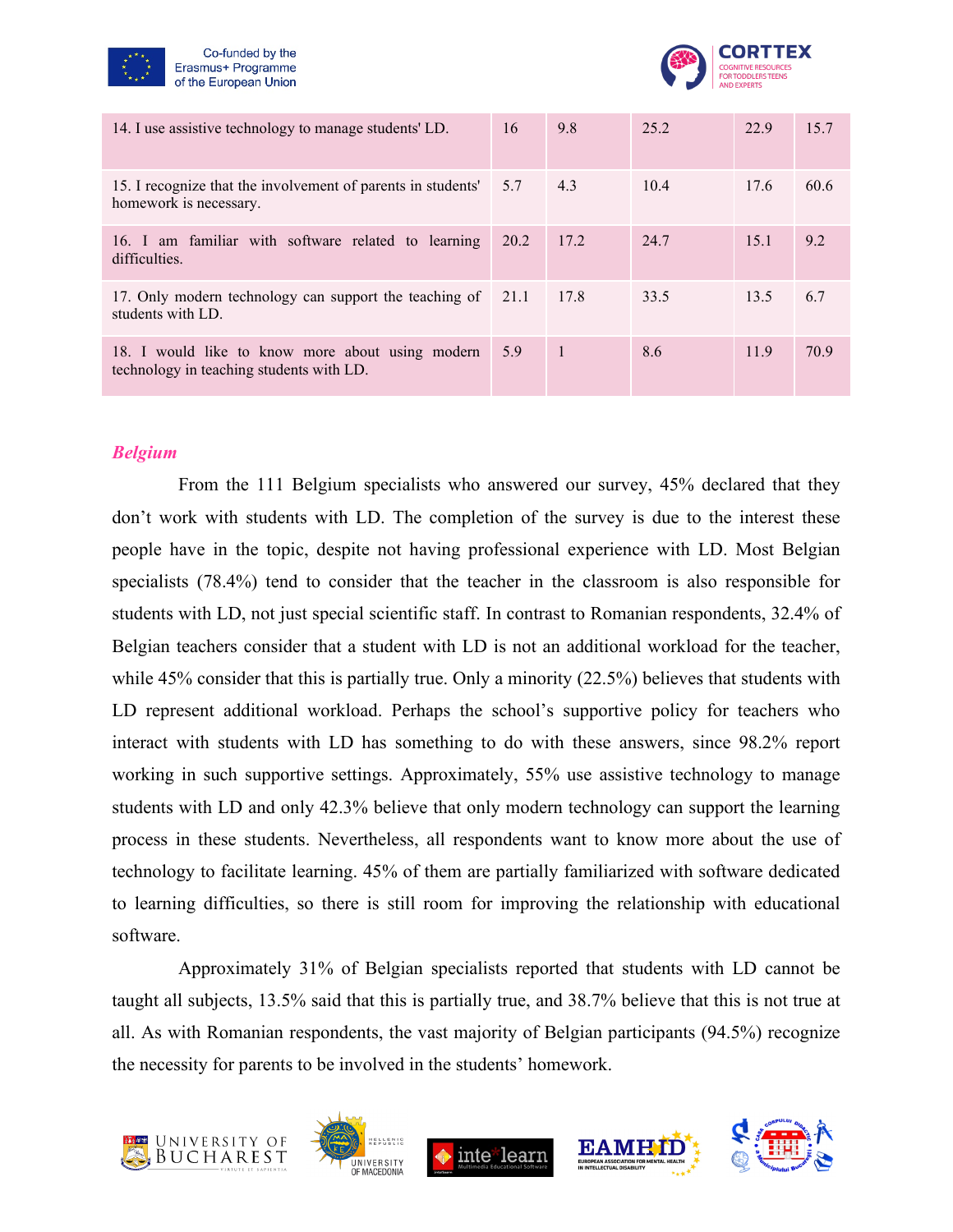| | | | | | |
|---|---|---|---|---|---|
| 14. I use assistive technology to manage students' LD. | 16 | 9.8 | 25.2 | 22.9 | 15.7 |
| 15. I recognize that the involvement of parents in students' homework is necessary. | 5.7 | 4.3 | 10.4 | 17.6 | 60.6 |
| 16. I am familiar with software related to learning difficulties. | 20.2 | 17.2 | 24.7 | 15.1 | 9.2 |
| 17. Only modern technology can support the teaching of students with LD. | 21.1 | 17.8 | 33.5 | 13.5 | 6.7 |
| 18. I would like to know more about using modern technology in teaching students with LD. | 5.9 | 1 | 8.6 | 11.9 | 70.9 |

### *Belgium*

From the 111 Belgium specialists who answered our survey, 45% declared that they don't work with students with LD. The completion of the survey is due to the interest these people have in the topic, despite not having professional experience with LD. Most Belgian specialists (78.4%) tend to consider that the teacher in the classroom is also responsible for students with LD, not just special scientific staff. In contrast to Romanian respondents, 32.4% of Belgian teachers consider that a student with LD is not an additional workload for the teacher, while 45% consider that this is partially true. Only a minority (22.5%) believes that students with LD represent additional workload. Perhaps the school's supportive policy for teachers who interact with students with LD has something to do with these answers, since 98.2% report working in such supportive settings. Approximately, 55% use assistive technology to manage students with LD and only 42.3% believe that only modern technology can support the learning process in these students. Nevertheless, all respondents want to know more about the use of technology to facilitate learning. 45% of them are partially familiarized with software dedicated to learning difficulties, so there is still room for improving the relationship with educational software.

Approximately 31% of Belgian specialists reported that students with LD cannot be taught all subjects, 13.5% said that this is partially true, and 38.7% believe that this is not true at all. As with Romanian respondents, the vast majority of Belgian participants (94.5%) recognize the necessity for parents to be involved in the students' homework.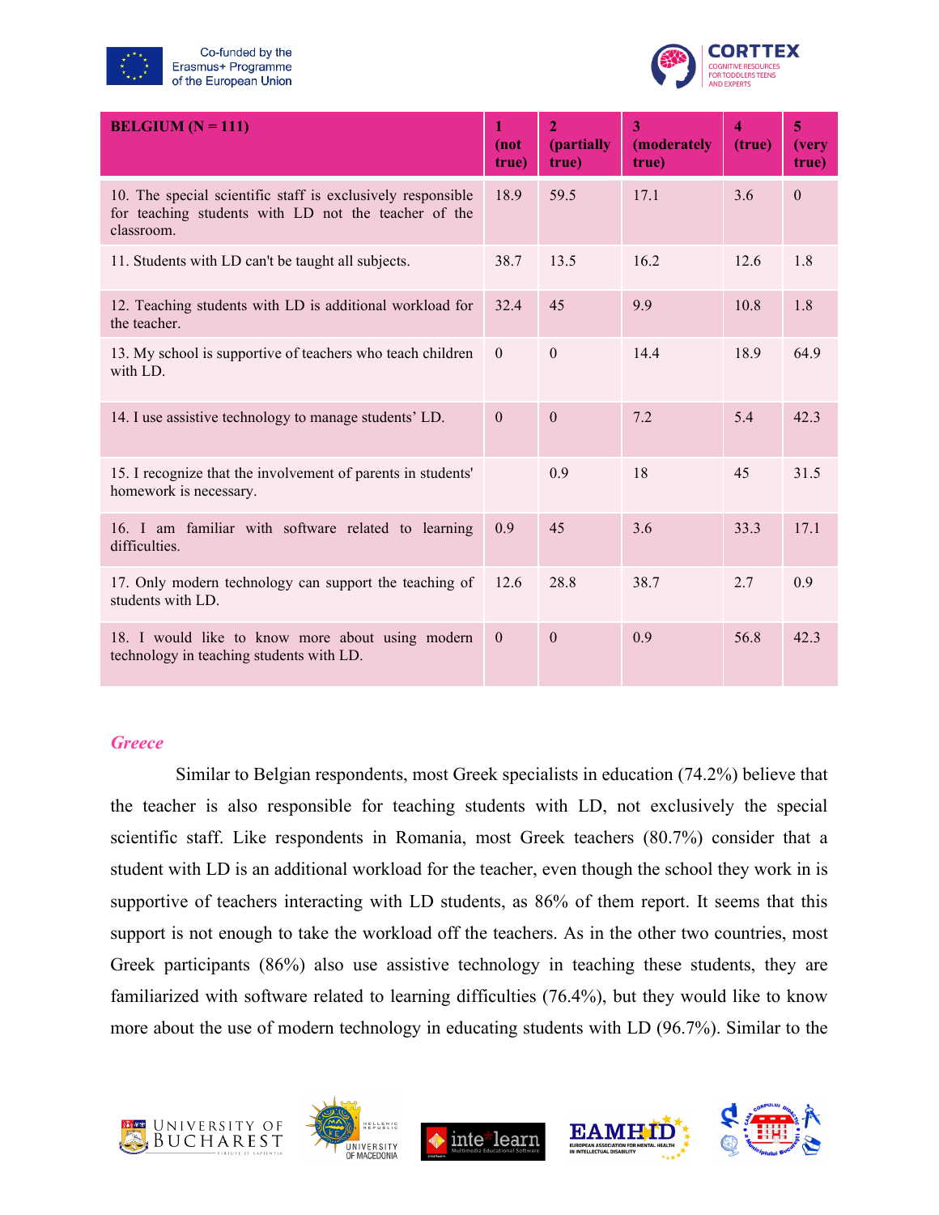| BELGIUM (N = 111) | 1 (not true) | 2 (partially true) | 3 (moderately true) | 4 (true) | 5 (very true) |
| --- | --- | --- | --- | --- | --- |
| 10. The special scientific staff is exclusively responsible for teaching students with LD not the teacher of the classroom. | 18.9 | 59.5 | 17.1 | 3.6 | 0 |
| 11. Students with LD can't be taught all subjects. | 38.7 | 13.5 | 16.2 | 12.6 | 1.8 |
| 12. Teaching students with LD is additional workload for the teacher. | 32.4 | 45 | 9.9 | 10.8 | 1.8 |
| 13. My school is supportive of teachers who teach children with LD. | 0 | 0 | 14.4 | 18.9 | 64.9 |
| 14. I use assistive technology to manage students' LD. | 0 | 0 | 7.2 | 5.4 | 42.3 |
| 15. I recognize that the involvement of parents in students' homework is necessary. | | 0.9 | 18 | 45 | 31.5 |
| 16. I am familiar with software related to learning difficulties. | 0.9 | 45 | 3.6 | 33.3 | 17.1 |
| 17. Only modern technology can support the teaching of students with LD. | 12.6 | 28.8 | 38.7 | 2.7 | 0.9 |
| 18. I would like to know more about using modern technology in teaching students with LD. | 0 | 0 | 0.9 | 56.8 | 42.3 |

### *Greece*

Similar to Belgian respondents, most Greek specialists in education (74.2%) believe that the teacher is also responsible for teaching students with LD, not exclusively the special scientific staff. Like respondents in Romania, most Greek teachers (80.7%) consider that a student with LD is an additional workload for the teacher, even though the school they work in is supportive of teachers interacting with LD students, as 86% of them report. It seems that this support is not enough to take the workload off the teachers. As in the other two countries, most Greek participants (86%) also use assistive technology in teaching these students, they are familiarized with software related to learning difficulties (76.4%), but they would like to know more about the use of modern technology in educating students with LD (96.7%). Similar to the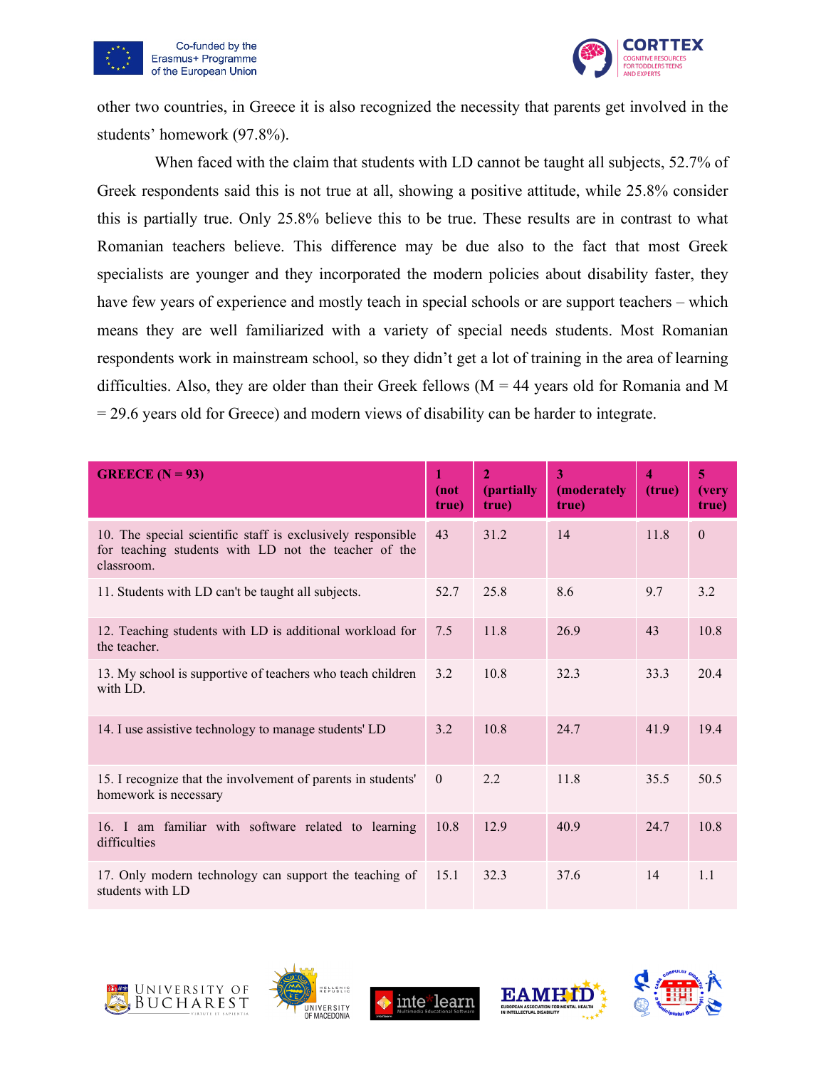other two countries, in Greece it is also recognized the necessity that parents get involved in the students' homework (97.8%).

When faced with the claim that students with LD cannot be taught all subjects, 52.7% of Greek respondents said this is not true at all, showing a positive attitude, while 25.8% consider this is partially true. Only 25.8% believe this to be true. These results are in contrast to what Romanian teachers believe. This difference may be due also to the fact that most Greek specialists are younger and they incorporated the modern policies about disability faster, they have few years of experience and mostly teach in special schools or are support teachers – which means they are well familiarized with a variety of special needs students. Most Romanian respondents work in mainstream school, so they didn't get a lot of training in the area of learning difficulties. Also, they are older than their Greek fellows (M = 44 years old for Romania and M = 29.6 years old for Greece) and modern views of disability can be harder to integrate.

| GREECE (N = 93) | 1 (not true) | 2 (partially true) | 3 (moderately true) | 4 (true) | 5 (very true) |
|---|---|---|---|---|---|
| 10. The special scientific staff is exclusively responsible for teaching students with LD not the teacher of the classroom. | 43 | 31.2 | 14 | 11.8 | 0 |
| 11. Students with LD can't be taught all subjects. | 52.7 | 25.8 | 8.6 | 9.7 | 3.2 |
| 12. Teaching students with LD is additional workload for the teacher. | 7.5 | 11.8 | 26.9 | 43 | 10.8 |
| 13. My school is supportive of teachers who teach children with LD. | 3.2 | 10.8 | 32.3 | 33.3 | 20.4 |
| 14. I use assistive technology to manage students' LD | 3.2 | 10.8 | 24.7 | 41.9 | 19.4 |
| 15. I recognize that the involvement of parents in students' homework is necessary | 0 | 2.2 | 11.8 | 35.5 | 50.5 |
| 16. I am familiar with software related to learning difficulties | 10.8 | 12.9 | 40.9 | 24.7 | 10.8 |
| 17. Only modern technology can support the teaching of students with LD | 15.1 | 32.3 | 37.6 | 14 | 1.1 |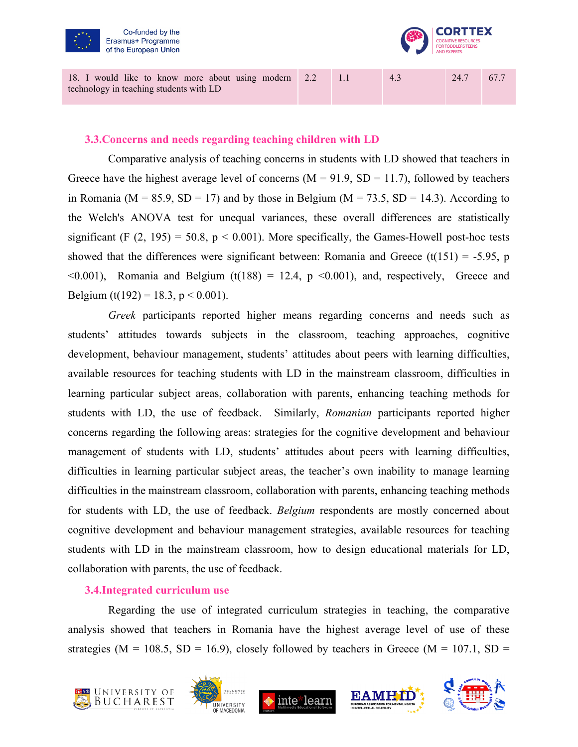| | | | | | |
|---|---|---|---|---|---|
| 18. I would like to know more about using modern technology in teaching students with LD | 2.2 | 1.1 | 4.3 | 24.7 | 67.7 |

### 3.3.Concerns and needs regarding teaching children with LD

Comparative analysis of teaching concerns in students with LD showed that teachers in Greece have the highest average level of concerns ($M = 91.9$, $SD = 11.7$), followed by teachers in Romania ($M = 85.9$, $SD = 17$) and by those in Belgium ($M = 73.5$, $SD = 14.3$). According to the Welch's ANOVA test for unequal variances, these overall differences are statistically significant ($F(2, 195) = 50.8$, $p < 0.001$). More specifically, the Games-Howell post-hoc tests showed that the differences were significant between: Romania and Greece ($t(151) = -5.95$, $p < 0.001$), Romania and Belgium ($t(188) = 12.4$, $p < 0.001$), and, respectively, Greece and Belgium ($t(192) = 18.3$, $p < 0.001$).

*Greek* participants reported higher means regarding concerns and needs such as students' attitudes towards subjects in the classroom, teaching approaches, cognitive development, behaviour management, students' attitudes about peers with learning difficulties, available resources for teaching students with LD in the mainstream classroom, difficulties in learning particular subject areas, collaboration with parents, enhancing teaching methods for students with LD, the use of feedback. Similarly, *Romanian* participants reported higher concerns regarding the following areas: strategies for the cognitive development and behaviour management of students with LD, students' attitudes about peers with learning difficulties, difficulties in learning particular subject areas, the teacher's own inability to manage learning difficulties in the mainstream classroom, collaboration with parents, enhancing teaching methods for students with LD, the use of feedback. *Belgium* respondents are mostly concerned about cognitive development and behaviour management strategies, available resources for teaching students with LD in the mainstream classroom, how to design educational materials for LD, collaboration with parents, the use of feedback.

### 3.4.Integrated curriculum use

Regarding the use of integrated curriculum strategies in teaching, the comparative analysis showed that teachers in Romania have the highest average level of use of these strategies ($M = 108.5$, $SD = 16.9$), closely followed by teachers in Greece ($M = 107.1$, $SD =$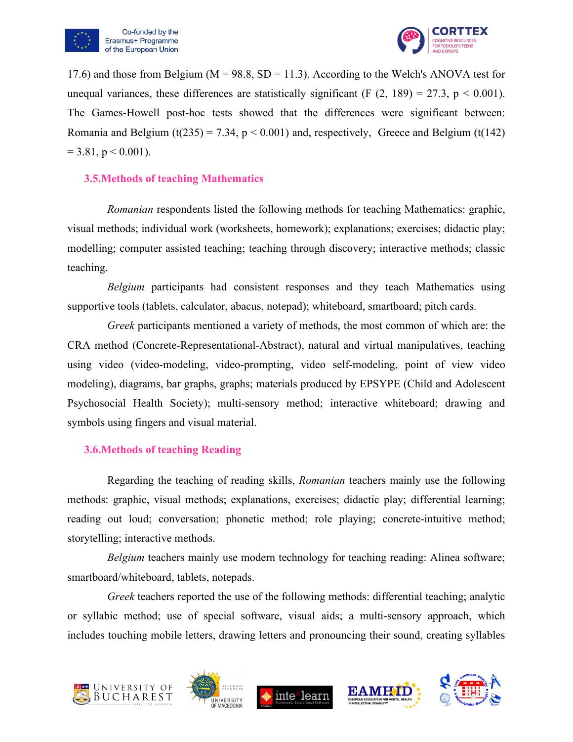17.6) and those from Belgium ($M = 98.8$, $SD = 11.3$). According to the Welch's ANOVA test for unequal variances, these differences are statistically significant ($F(2, 189) = 27.3$, $p < 0.001$). The Games-Howell post-hoc tests showed that the differences were significant between: Romania and Belgium ($t(235) = 7.34$, $p < 0.001$) and, respectively, Greece and Belgium ($t(142) = 3.81$, $p < 0.001$).

### 3.5. Methods of teaching Mathematics

*Romanian* respondents listed the following methods for teaching Mathematics: graphic, visual methods; individual work (worksheets, homework); explanations; exercises; didactic play; modelling; computer assisted teaching; teaching through discovery; interactive methods; classic teaching.

*Belgium* participants had consistent responses and they teach Mathematics using supportive tools (tablets, calculator, abacus, notepad); whiteboard, smartboard; pitch cards.

*Greek* participants mentioned a variety of methods, the most common of which are: the CRA method (Concrete-Representational-Abstract), natural and virtual manipulatives, teaching using video (video-modeling, video-prompting, video self-modeling, point of view video modeling), diagrams, bar graphs, graphs; materials produced by EPSYPE (Child and Adolescent Psychosocial Health Society); multi-sensory method; interactive whiteboard; drawing and symbols using fingers and visual material.

### 3.6. Methods of teaching Reading

Regarding the teaching of reading skills, *Romanian* teachers mainly use the following methods: graphic, visual methods; explanations, exercises; didactic play; differential learning; reading out loud; conversation; phonetic method; role playing; concrete-intuitive method; storytelling; interactive methods.

*Belgium* teachers mainly use modern technology for teaching reading: Alinea software; smartboard/whiteboard, tablets, notepads.

*Greek* teachers reported the use of the following methods: differential teaching; analytic or syllabic method; use of special software, visual aids; a multi-sensory approach, which includes touching mobile letters, drawing letters and pronouncing their sound, creating syllables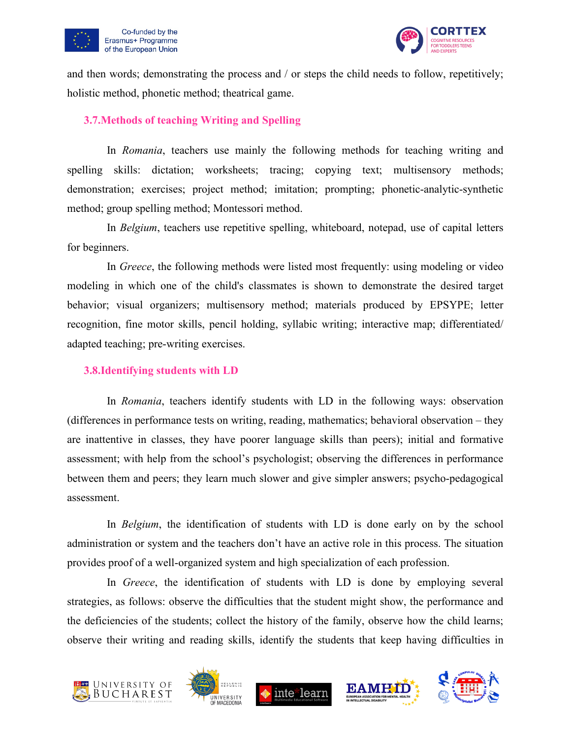and then words; demonstrating the process and / or steps the child needs to follow, repetitively; holistic method, phonetic method; theatrical game.

### 3.7.Methods of teaching Writing and Spelling

In *Romania*, teachers use mainly the following methods for teaching writing and spelling skills: dictation; worksheets; tracing; copying text; multisensory methods; demonstration; exercises; project method; imitation; prompting; phonetic-analytic-synthetic method; group spelling method; Montessori method.

In *Belgium*, teachers use repetitive spelling, whiteboard, notepad, use of capital letters for beginners.

In *Greece*, the following methods were listed most frequently: using modeling or video modeling in which one of the child's classmates is shown to demonstrate the desired target behavior; visual organizers; multisensory method; materials produced by EPSYPE; letter recognition, fine motor skills, pencil holding, syllabic writing; interactive map; differentiated/ adapted teaching; pre-writing exercises.

### 3.8.Identifying students with LD

In *Romania*, teachers identify students with LD in the following ways: observation (differences in performance tests on writing, reading, mathematics; behavioral observation – they are inattentive in classes, they have poorer language skills than peers); initial and formative assessment; with help from the school's psychologist; observing the differences in performance between them and peers; they learn much slower and give simpler answers; psycho-pedagogical assessment.

In *Belgium*, the identification of students with LD is done early on by the school administration or system and the teachers don't have an active role in this process. The situation provides proof of a well-organized system and high specialization of each profession.

In *Greece*, the identification of students with LD is done by employing several strategies, as follows: observe the difficulties that the student might show, the performance and the deficiencies of the students; collect the history of the family, observe how the child learns; observe their writing and reading skills, identify the students that keep having difficulties in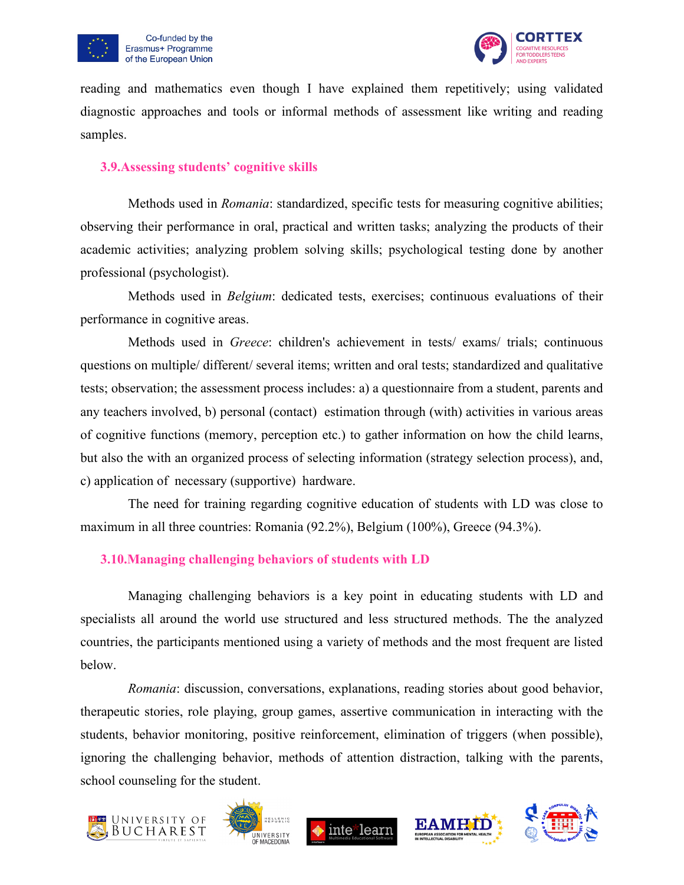reading and mathematics even though I have explained them repetitively; using validated diagnostic approaches and tools or informal methods of assessment like writing and reading samples.

### 3.9.Assessing students' cognitive skills

Methods used in *Romania*: standardized, specific tests for measuring cognitive abilities; observing their performance in oral, practical and written tasks; analyzing the products of their academic activities; analyzing problem solving skills; psychological testing done by another professional (psychologist).

Methods used in *Belgium*: dedicated tests, exercises; continuous evaluations of their performance in cognitive areas.

Methods used in *Greece*: children's achievement in tests/ exams/ trials; continuous questions on multiple/ different/ several items; written and oral tests; standardized and qualitative tests; observation; the assessment process includes: a) a questionnaire from a student, parents and any teachers involved, b) personal (contact) estimation through (with) activities in various areas of cognitive functions (memory, perception etc.) to gather information on how the child learns, but also the with an organized process of selecting information (strategy selection process), and, c) application of necessary (supportive) hardware.

The need for training regarding cognitive education of students with LD was close to maximum in all three countries: Romania (92.2%), Belgium (100%), Greece (94.3%).

### 3.10.Managing challenging behaviors of students with LD

Managing challenging behaviors is a key point in educating students with LD and specialists all around the world use structured and less structured methods. The the analyzed countries, the participants mentioned using a variety of methods and the most frequent are listed below.

*Romania*: discussion, conversations, explanations, reading stories about good behavior, therapeutic stories, role playing, group games, assertive communication in interacting with the students, behavior monitoring, positive reinforcement, elimination of triggers (when possible), ignoring the challenging behavior, methods of attention distraction, talking with the parents, school counseling for the student.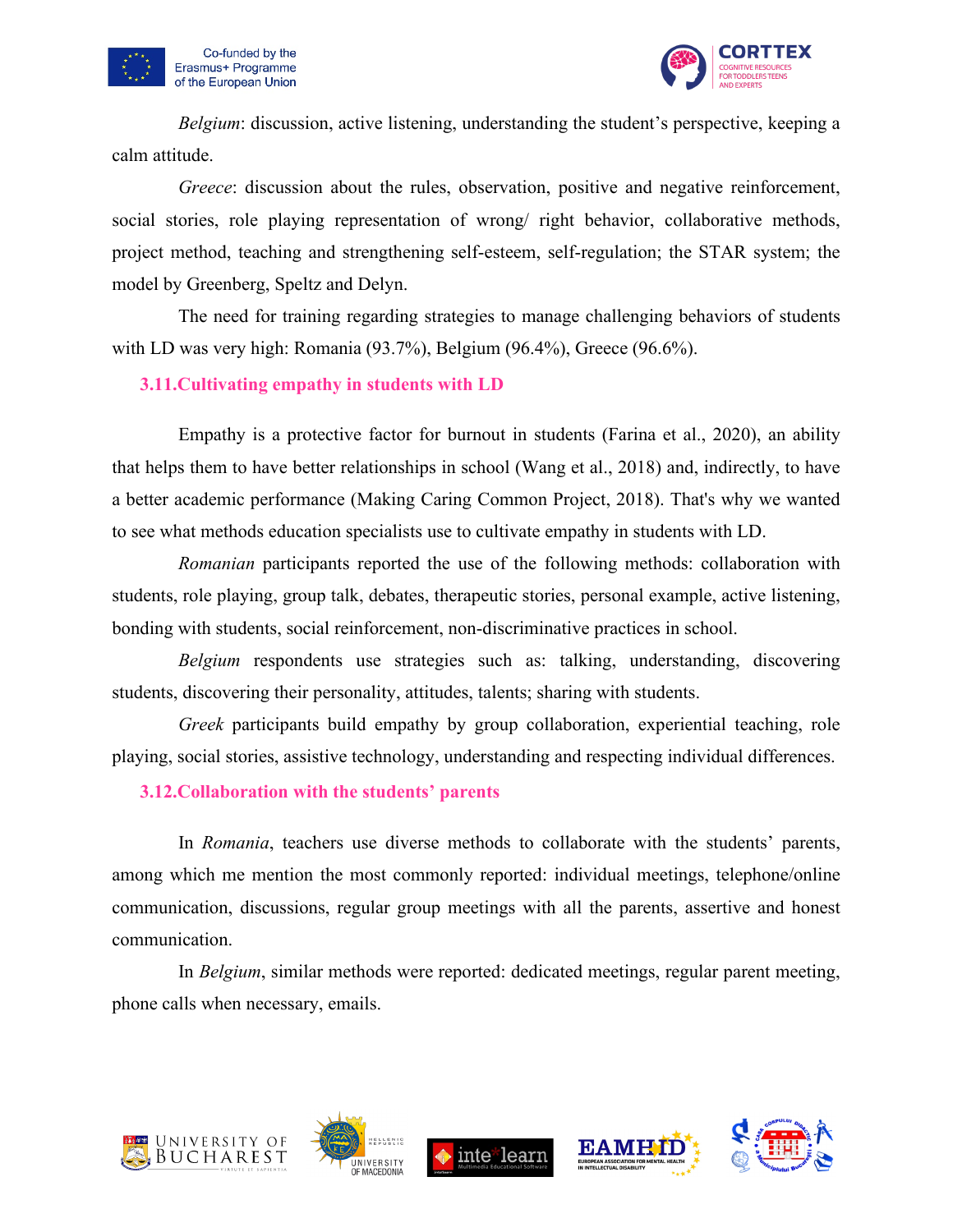*Belgium*: discussion, active listening, understanding the student's perspective, keeping a calm attitude.

*Greece*: discussion about the rules, observation, positive and negative reinforcement, social stories, role playing representation of wrong/ right behavior, collaborative methods, project method, teaching and strengthening self-esteem, self-regulation; the STAR system; the model by Greenberg, Speltz and Delyn.

The need for training regarding strategies to manage challenging behaviors of students with LD was very high: Romania (93.7%), Belgium (96.4%), Greece (96.6%).

### 3.11.Cultivating empathy in students with LD

Empathy is a protective factor for burnout in students (Farina et al., 2020), an ability that helps them to have better relationships in school (Wang et al., 2018) and, indirectly, to have a better academic performance (Making Caring Common Project, 2018). That's why we wanted to see what methods education specialists use to cultivate empathy in students with LD.

*Romanian* participants reported the use of the following methods: collaboration with students, role playing, group talk, debates, therapeutic stories, personal example, active listening, bonding with students, social reinforcement, non-discriminative practices in school.

*Belgium* respondents use strategies such as: talking, understanding, discovering students, discovering their personality, attitudes, talents; sharing with students.

*Greek* participants build empathy by group collaboration, experiential teaching, role playing, social stories, assistive technology, understanding and respecting individual differences.

### 3.12.Collaboration with the students' parents

In *Romania*, teachers use diverse methods to collaborate with the students' parents, among which me mention the most commonly reported: individual meetings, telephone/online communication, discussions, regular group meetings with all the parents, assertive and honest communication.

In *Belgium*, similar methods were reported: dedicated meetings, regular parent meeting, phone calls when necessary, emails.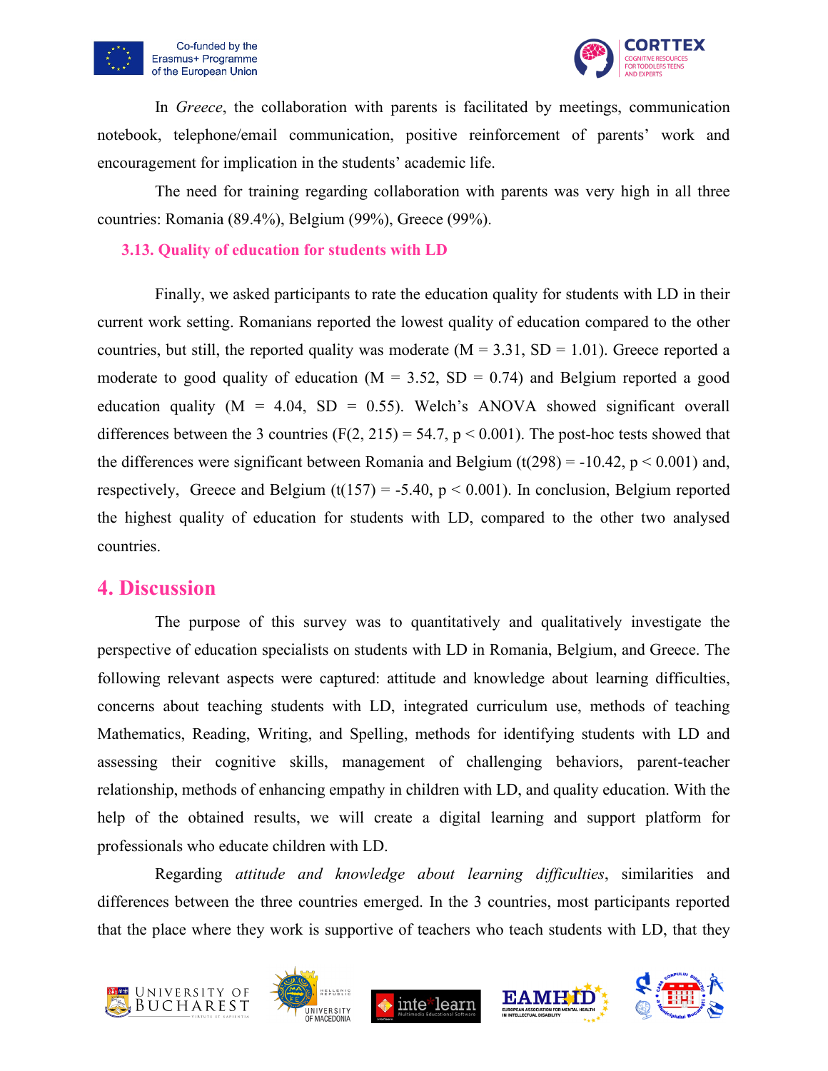In *Greece*, the collaboration with parents is facilitated by meetings, communication notebook, telephone/email communication, positive reinforcement of parents' work and encouragement for implication in the students' academic life.

The need for training regarding collaboration with parents was very high in all three countries: Romania (89.4%), Belgium (99%), Greece (99%).

### 3.13. Quality of education for students with LD

Finally, we asked participants to rate the education quality for students with LD in their current work setting. Romanians reported the lowest quality of education compared to the other countries, but still, the reported quality was moderate ($M = 3.31$, $SD = 1.01$). Greece reported a moderate to good quality of education ($M = 3.52$, $SD = 0.74$) and Belgium reported a good education quality ($M = 4.04$, $SD = 0.55$). Welch's ANOVA showed significant overall differences between the 3 countries ($F(2, 215) = 54.7$, $p < 0.001$). The post-hoc tests showed that the differences were significant between Romania and Belgium ($t(298) = -10.42$, $p < 0.001$) and, respectively, Greece and Belgium ($t(157) = -5.40$, $p < 0.001$). In conclusion, Belgium reported the highest quality of education for students with LD, compared to the other two analysed countries.

## 4. Discussion

The purpose of this survey was to quantitatively and qualitatively investigate the perspective of education specialists on students with LD in Romania, Belgium, and Greece. The following relevant aspects were captured: attitude and knowledge about learning difficulties, concerns about teaching students with LD, integrated curriculum use, methods of teaching Mathematics, Reading, Writing, and Spelling, methods for identifying students with LD and assessing their cognitive skills, management of challenging behaviors, parent-teacher relationship, methods of enhancing empathy in children with LD, and quality education. With the help of the obtained results, we will create a digital learning and support platform for professionals who educate children with LD.

Regarding *attitude and knowledge about learning difficulties*, similarities and differences between the three countries emerged. In the 3 countries, most participants reported that the place where they work is supportive of teachers who teach students with LD, that they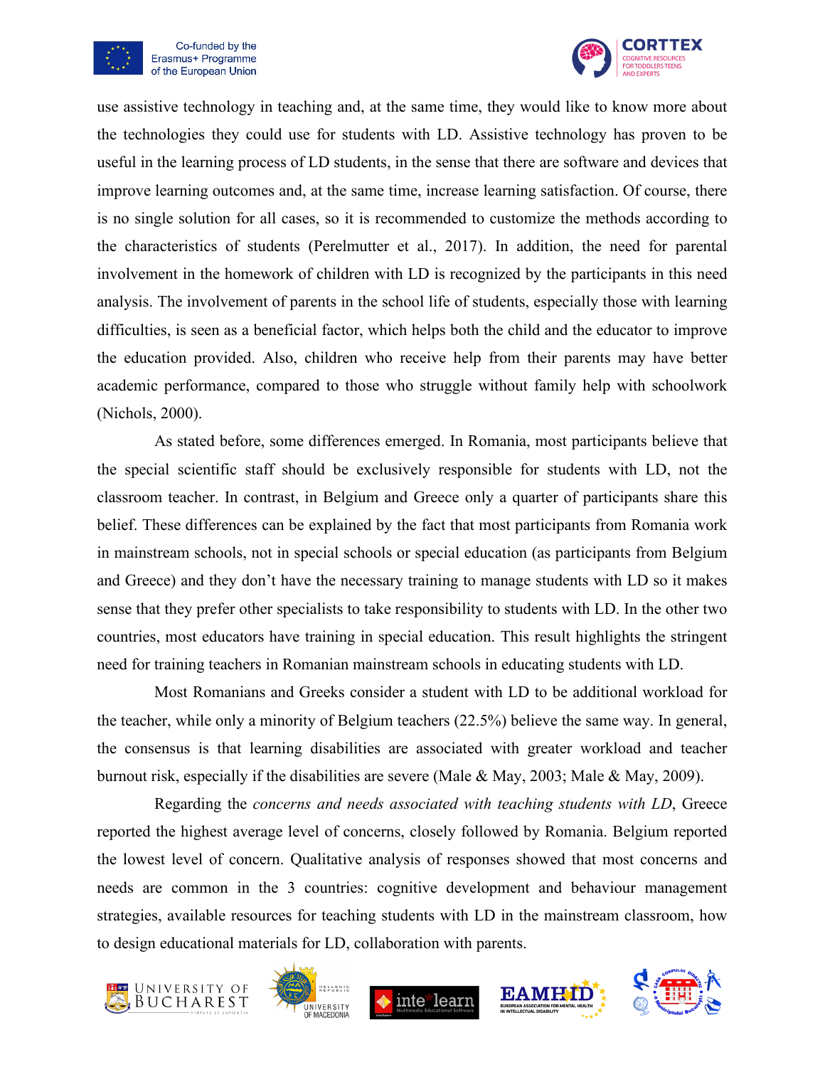use assistive technology in teaching and, at the same time, they would like to know more about the technologies they could use for students with LD. Assistive technology has proven to be useful in the learning process of LD students, in the sense that there are software and devices that improve learning outcomes and, at the same time, increase learning satisfaction. Of course, there is no single solution for all cases, so it is recommended to customize the methods according to the characteristics of students (Perelmutter et al., 2017). In addition, the need for parental involvement in the homework of children with LD is recognized by the participants in this need analysis. The involvement of parents in the school life of students, especially those with learning difficulties, is seen as a beneficial factor, which helps both the child and the educator to improve the education provided. Also, children who receive help from their parents may have better academic performance, compared to those who struggle without family help with schoolwork (Nichols, 2000).

As stated before, some differences emerged. In Romania, most participants believe that the special scientific staff should be exclusively responsible for students with LD, not the classroom teacher. In contrast, in Belgium and Greece only a quarter of participants share this belief. These differences can be explained by the fact that most participants from Romania work in mainstream schools, not in special schools or special education (as participants from Belgium and Greece) and they don't have the necessary training to manage students with LD so it makes sense that they prefer other specialists to take responsibility to students with LD. In the other two countries, most educators have training in special education. This result highlights the stringent need for training teachers in Romanian mainstream schools in educating students with LD.

Most Romanians and Greeks consider a student with LD to be additional workload for the teacher, while only a minority of Belgium teachers (22.5%) believe the same way. In general, the consensus is that learning disabilities are associated with greater workload and teacher burnout risk, especially if the disabilities are severe (Male & May, 2003; Male & May, 2009).

Regarding the *concerns and needs associated with teaching students with LD*, Greece reported the highest average level of concerns, closely followed by Romania. Belgium reported the lowest level of concern. Qualitative analysis of responses showed that most concerns and needs are common in the 3 countries: cognitive development and behaviour management strategies, available resources for teaching students with LD in the mainstream classroom, how to design educational materials for LD, collaboration with parents.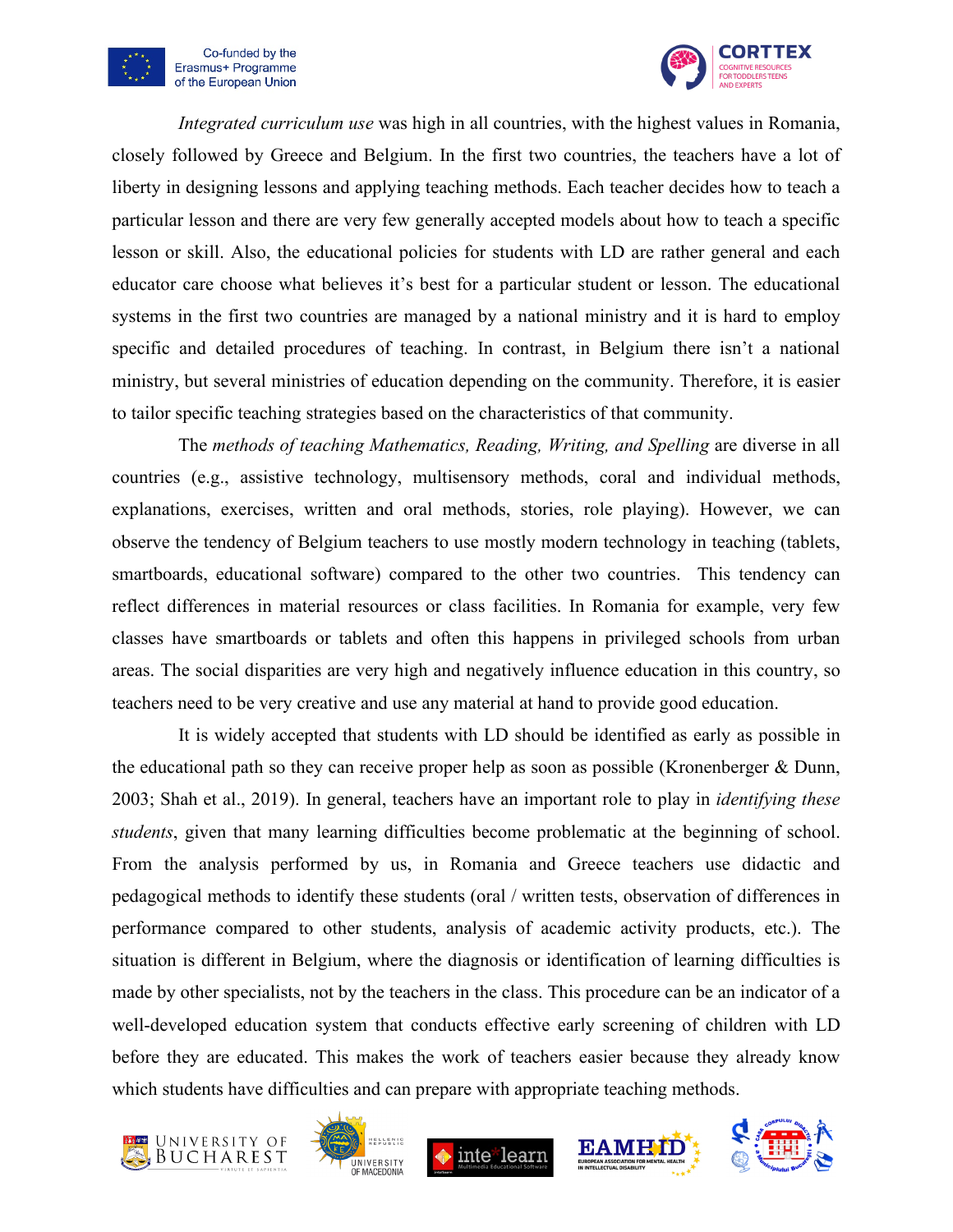*Integrated curriculum use* was high in all countries, with the highest values in Romania, closely followed by Greece and Belgium. In the first two countries, the teachers have a lot of liberty in designing lessons and applying teaching methods. Each teacher decides how to teach a particular lesson and there are very few generally accepted models about how to teach a specific lesson or skill. Also, the educational policies for students with LD are rather general and each educator care choose what believes it's best for a particular student or lesson. The educational systems in the first two countries are managed by a national ministry and it is hard to employ specific and detailed procedures of teaching. In contrast, in Belgium there isn't a national ministry, but several ministries of education depending on the community. Therefore, it is easier to tailor specific teaching strategies based on the characteristics of that community.

The *methods of teaching Mathematics, Reading, Writing, and Spelling* are diverse in all countries (e.g., assistive technology, multisensory methods, coral and individual methods, explanations, exercises, written and oral methods, stories, role playing). However, we can observe the tendency of Belgium teachers to use mostly modern technology in teaching (tablets, smartboards, educational software) compared to the other two countries. This tendency can reflect differences in material resources or class facilities. In Romania for example, very few classes have smartboards or tablets and often this happens in privileged schools from urban areas. The social disparities are very high and negatively influence education in this country, so teachers need to be very creative and use any material at hand to provide good education.

It is widely accepted that students with LD should be identified as early as possible in the educational path so they can receive proper help as soon as possible (Kronenberger & Dunn, 2003; Shah et al., 2019). In general, teachers have an important role to play in *identifying these students*, given that many learning difficulties become problematic at the beginning of school. From the analysis performed by us, in Romania and Greece teachers use didactic and pedagogical methods to identify these students (oral / written tests, observation of differences in performance compared to other students, analysis of academic activity products, etc.). The situation is different in Belgium, where the diagnosis or identification of learning difficulties is made by other specialists, not by the teachers in the class. This procedure can be an indicator of a well-developed education system that conducts effective early screening of children with LD before they are educated. This makes the work of teachers easier because they already know which students have difficulties and can prepare with appropriate teaching methods.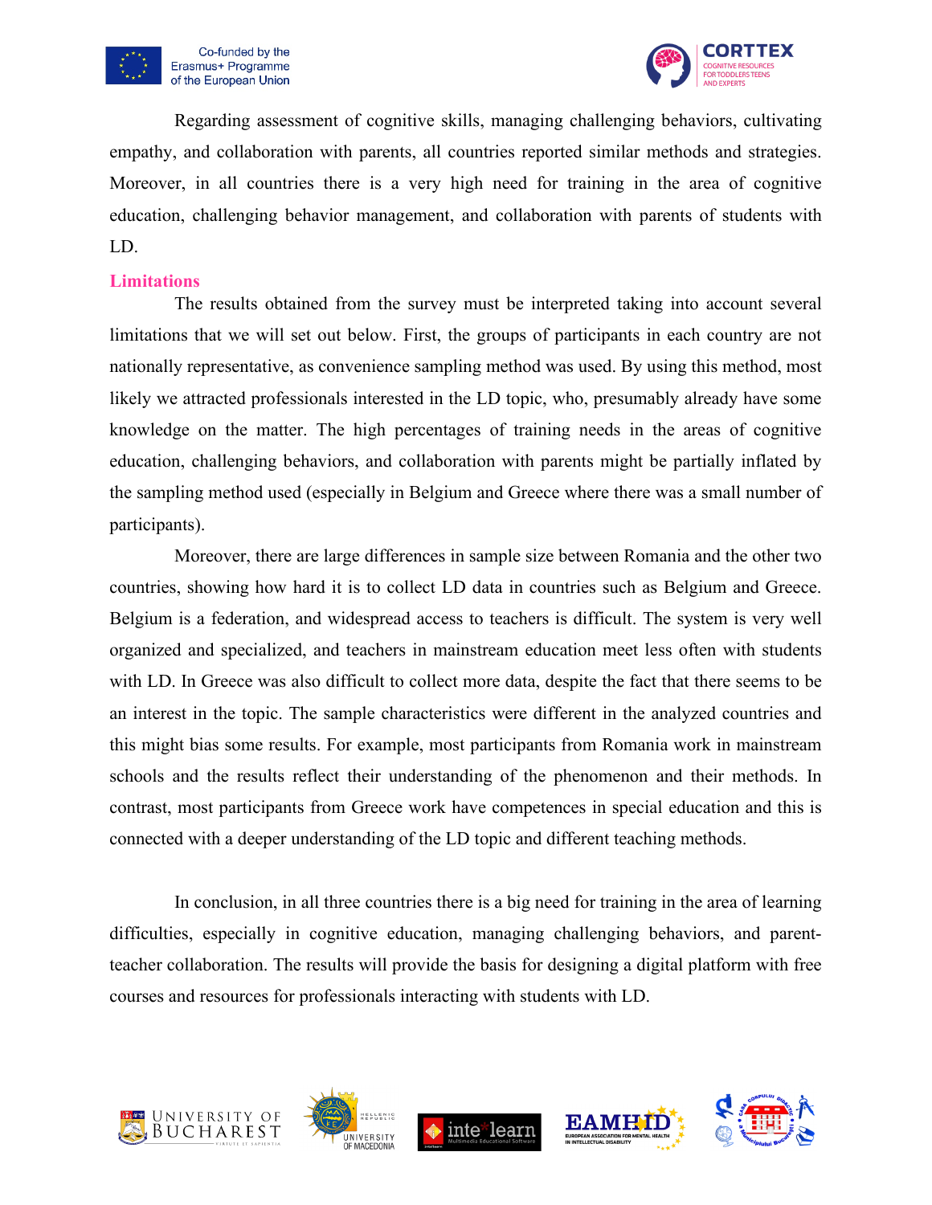Regarding assessment of cognitive skills, managing challenging behaviors, cultivating empathy, and collaboration with parents, all countries reported similar methods and strategies. Moreover, in all countries there is a very high need for training in the area of cognitive education, challenging behavior management, and collaboration with parents of students with LD.

## Limitations

The results obtained from the survey must be interpreted taking into account several limitations that we will set out below. First, the groups of participants in each country are not nationally representative, as convenience sampling method was used. By using this method, most likely we attracted professionals interested in the LD topic, who, presumably already have some knowledge on the matter. The high percentages of training needs in the areas of cognitive education, challenging behaviors, and collaboration with parents might be partially inflated by the sampling method used (especially in Belgium and Greece where there was a small number of participants).

Moreover, there are large differences in sample size between Romania and the other two countries, showing how hard it is to collect LD data in countries such as Belgium and Greece. Belgium is a federation, and widespread access to teachers is difficult. The system is very well organized and specialized, and teachers in mainstream education meet less often with students with LD. In Greece was also difficult to collect more data, despite the fact that there seems to be an interest in the topic. The sample characteristics were different in the analyzed countries and this might bias some results. For example, most participants from Romania work in mainstream schools and the results reflect their understanding of the phenomenon and their methods. In contrast, most participants from Greece work have competences in special education and this is connected with a deeper understanding of the LD topic and different teaching methods.

In conclusion, in all three countries there is a big need for training in the area of learning difficulties, especially in cognitive education, managing challenging behaviors, and parent-teacher collaboration. The results will provide the basis for designing a digital platform with free courses and resources for professionals interacting with students with LD.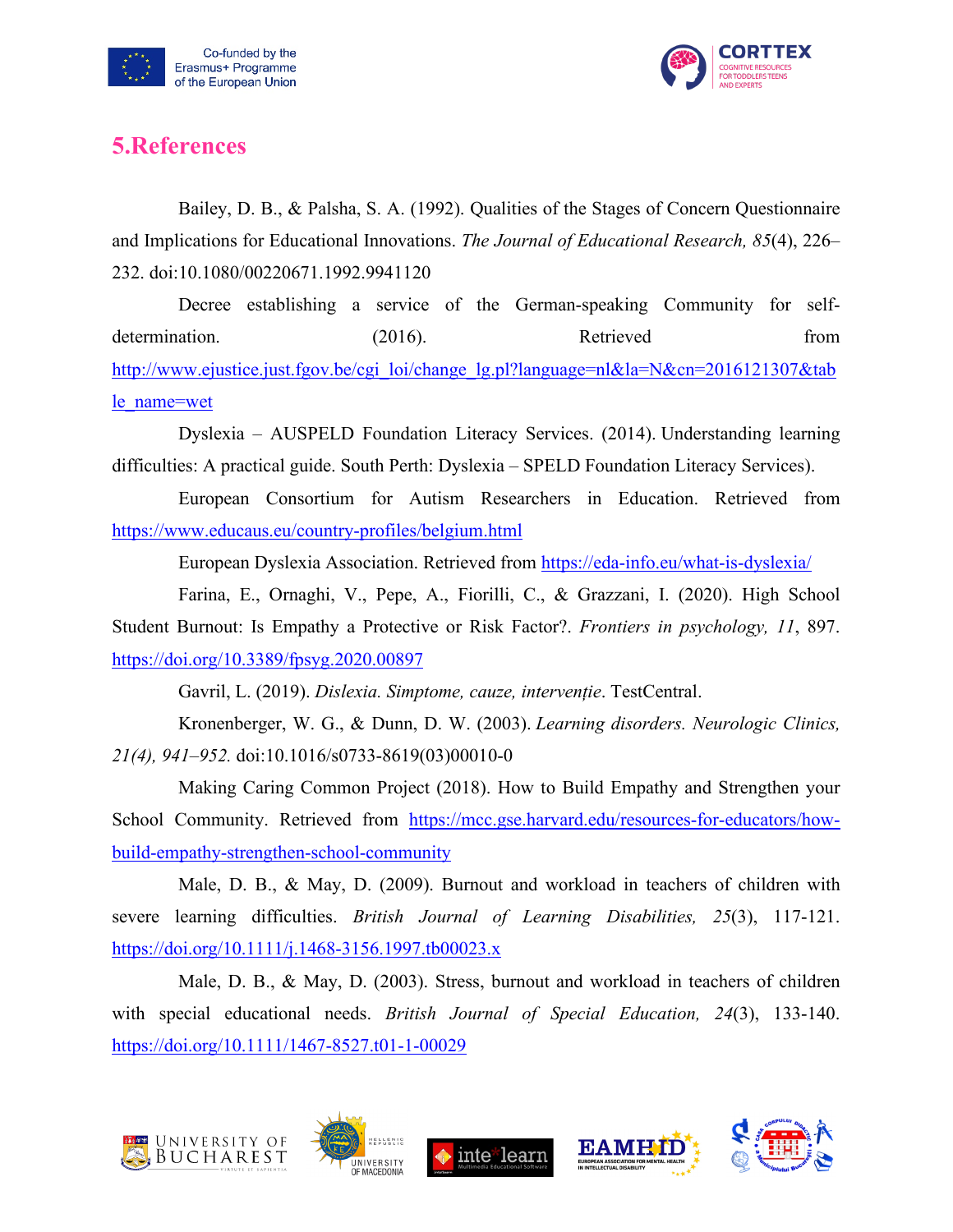# 5.References

Bailey, D. B., & Palsha, S. A. (1992). Qualities of the Stages of Concern Questionnaire and Implications for Educational Innovations. *The Journal of Educational Research, 85*(4), 226–232. doi:10.1080/00220671.1992.9941120

Decree establishing a service of the German-speaking Community for self-determination. (2016). Retrieved from http://www.ejustice.just.fgov.be/cgi_loi/change_lg.pl?language=nl&la=N&cn=2016121307&table_name=wet

Dyslexia – AUSPELD Foundation Literacy Services. (2014). Understanding learning difficulties: A practical guide. South Perth: Dyslexia – SPELD Foundation Literacy Services).

European Consortium for Autism Researchers in Education. Retrieved from https://www.educaus.eu/country-profiles/belgium.html

European Dyslexia Association. Retrieved from https://eda-info.eu/what-is-dyslexia/

Farina, E., Ornaghi, V., Pepe, A., Fiorilli, C., & Grazzani, I. (2020). High School Student Burnout: Is Empathy a Protective or Risk Factor?. *Frontiers in psychology, 11*, 897. https://doi.org/10.3389/fpsyg.2020.00897

Gavril, L. (2019). *Dislexia. Simptome, cauze, intervenție*. TestCentral.

Kronenberger, W. G., & Dunn, D. W. (2003). *Learning disorders. Neurologic Clinics, 21(4), 941–952.* doi:10.1016/s0733-8619(03)00010-0

Making Caring Common Project (2018). How to Build Empathy and Strengthen your School Community. Retrieved from https://mcc.gse.harvard.edu/resources-for-educators/how-build-empathy-strengthen-school-community

Male, D. B., & May, D. (2009). Burnout and workload in teachers of children with severe learning difficulties. *British Journal of Learning Disabilities, 25*(3), 117-121. https://doi.org/10.1111/j.1468-3156.1997.tb00023.x

Male, D. B., & May, D. (2003). Stress, burnout and workload in teachers of children with special educational needs. *British Journal of Special Education, 24*(3), 133-140. https://doi.org/10.1111/1467-8527.t01-1-00029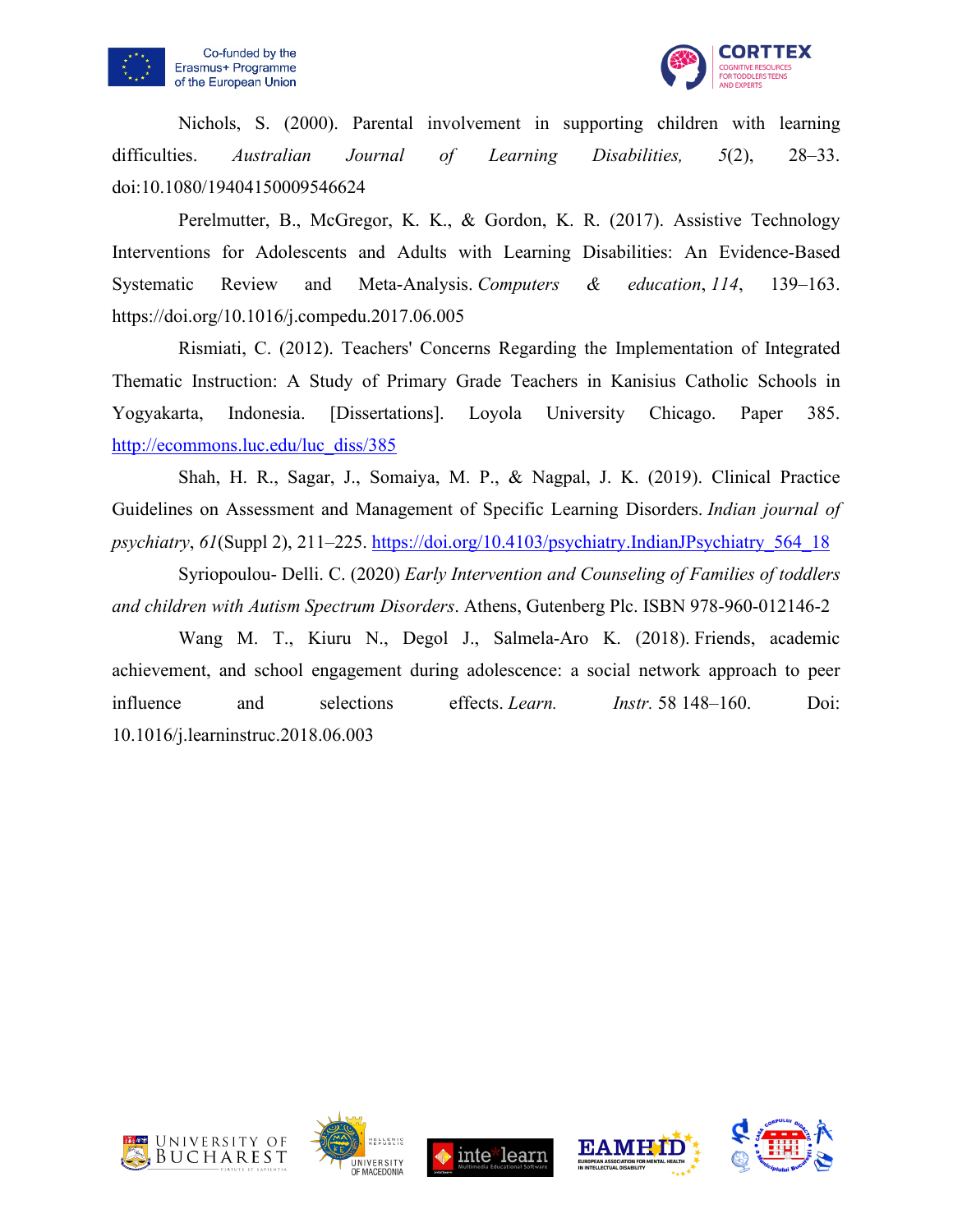Nichols, S. (2000). Parental involvement in supporting children with learning difficulties. *Australian Journal of Learning Disabilities,* *5*(2), 28–33. doi:10.1080/19404150009546624

Perelmutter, B., McGregor, K. K., & Gordon, K. R. (2017). Assistive Technology Interventions for Adolescents and Adults with Learning Disabilities: An Evidence-Based Systematic Review and Meta-Analysis. *Computers & education*, *114*, 139–163. https://doi.org/10.1016/j.compedu.2017.06.005

Rismiati, C. (2012). Teachers' Concerns Regarding the Implementation of Integrated Thematic Instruction: A Study of Primary Grade Teachers in Kanisius Catholic Schools in Yogyakarta, Indonesia. [Dissertations]. Loyola University Chicago. Paper 385. http://ecommons.luc.edu/luc_diss/385

Shah, H. R., Sagar, J., Somaiya, M. P., & Nagpal, J. K. (2019). Clinical Practice Guidelines on Assessment and Management of Specific Learning Disorders. *Indian journal of psychiatry*, *61*(Suppl 2), 211–225. https://doi.org/10.4103/psychiatry.IndianJPsychiatry_564_18

Syriopoulou- Delli. C. (2020) *Early Intervention and Counseling of Families of toddlers and children with Autism Spectrum Disorders*. Athens, Gutenberg Plc. ISBN 978-960-012146-2

Wang M. T., Kiuru N., Degol J., Salmela-Aro K. (2018). Friends, academic achievement, and school engagement during adolescence: a social network approach to peer influence and selections effects. *Learn. Instr.* 58 148–160. Doi: 10.1016/j.learninstruc.2018.06.003